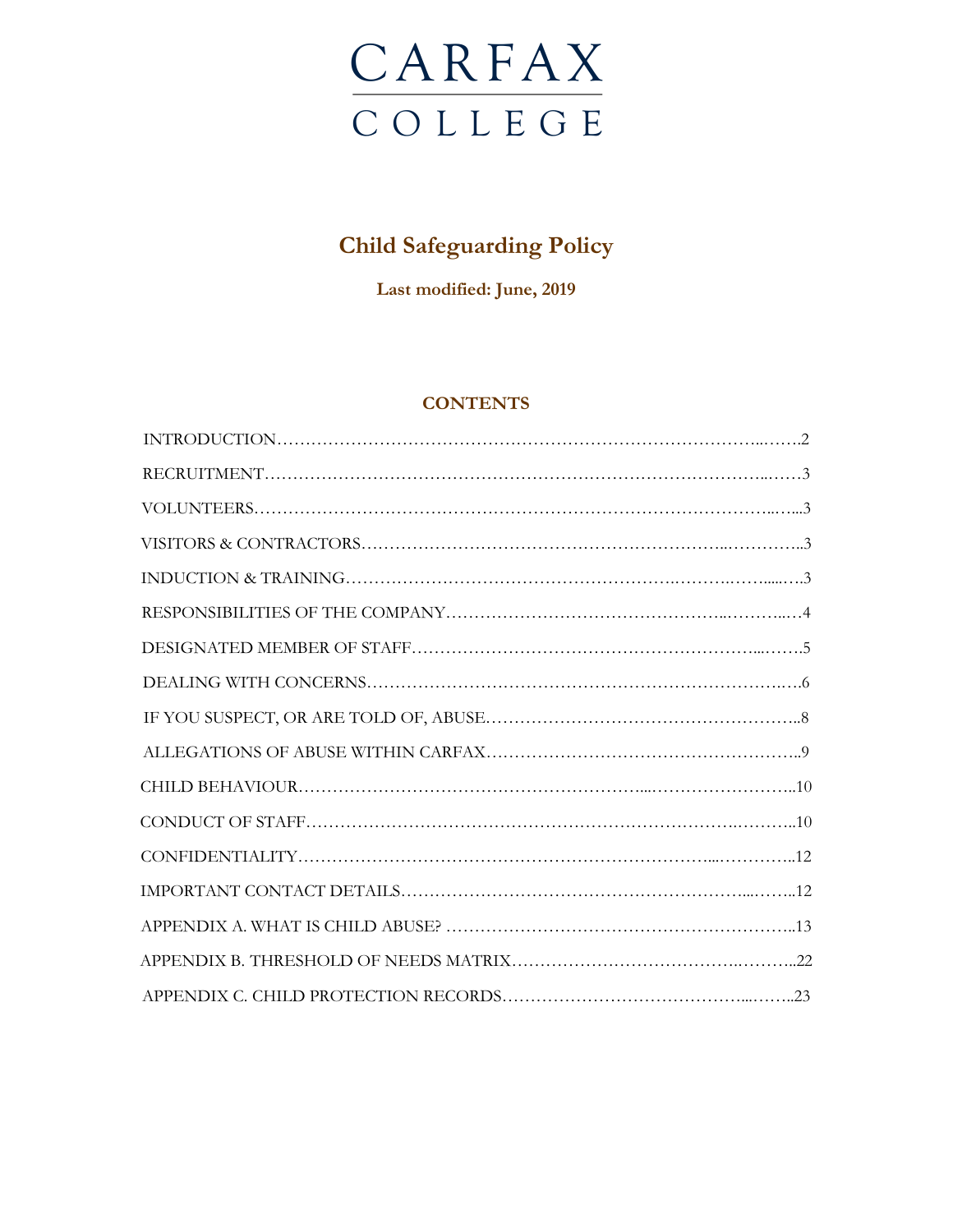# CARFAX COLLEGE

## Child Safeguarding Policy

**Last modified: June, 2019**

### CONTENTS

| | |
|---|---|
| INTRODUCTION | 2 |
| RECRUITMENT | 3 |
| VOLUNTEERS | 3 |
| VISITORS & CONTRACTORS | 3 |
| INDUCTION & TRAINING | 3 |
| RESPONSIBILITIES OF THE COMPANY | 4 |
| DESIGNATED MEMBER OF STAFF | 5 |
| DEALING WITH CONCERNS | 6 |
| IF YOU SUSPECT, OR ARE TOLD OF, ABUSE | 8 |
| ALLEGATIONS OF ABUSE WITHIN CARFAX | 9 |
| CHILD BEHAVIOUR | 10 |
| CONDUCT OF STAFF | 10 |
| CONFIDENTIALITY | 12 |
| IMPORTANT CONTACT DETAILS | 12 |
| APPENDIX A. WHAT IS CHILD ABUSE? | 13 |
| APPENDIX B. THRESHOLD OF NEEDS MATRIX | 22 |
| APPENDIX C. CHILD PROTECTION RECORDS | 23 |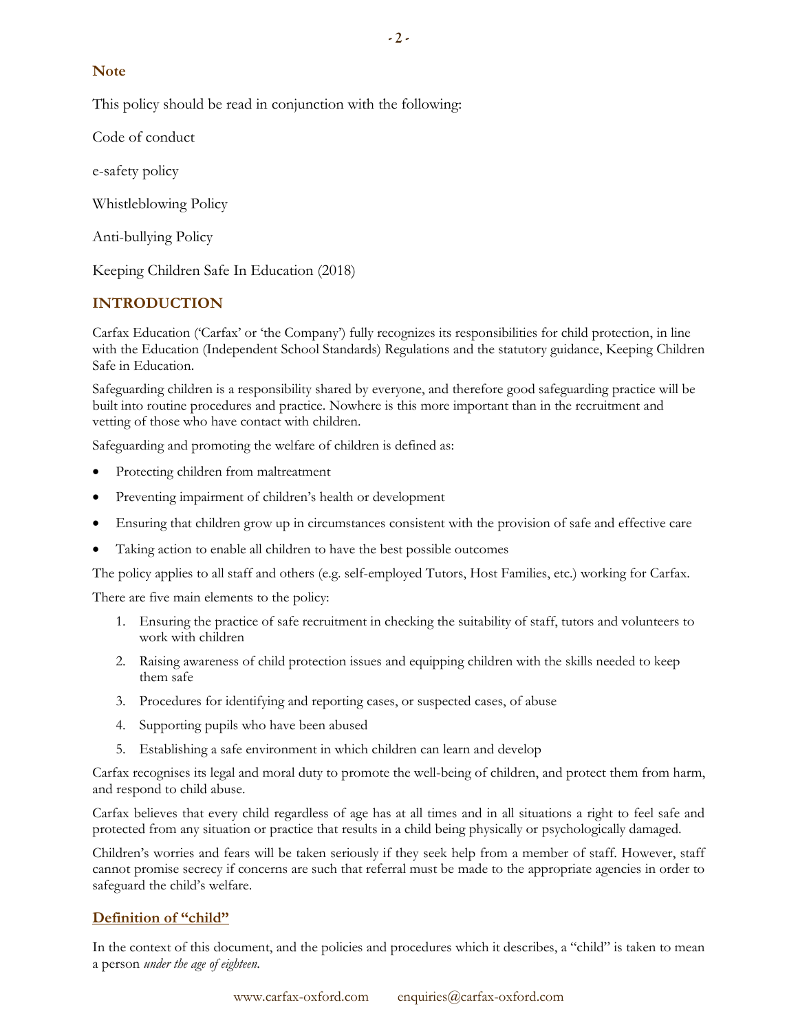## Note

This policy should be read in conjunction with the following:

Code of conduct

e-safety policy

Whistleblowing Policy

Anti-bullying Policy

Keeping Children Safe In Education (2018)

## INTRODUCTION

Carfax Education ('Carfax' or 'the Company') fully recognizes its responsibilities for child protection, in line with the Education (Independent School Standards) Regulations and the statutory guidance, Keeping Children Safe in Education.

Safeguarding children is a responsibility shared by everyone, and therefore good safeguarding practice will be built into routine procedures and practice. Nowhere is this more important than in the recruitment and vetting of those who have contact with children.

Safeguarding and promoting the welfare of children is defined as:

- Protecting children from maltreatment
- Preventing impairment of children's health or development
- Ensuring that children grow up in circumstances consistent with the provision of safe and effective care
- Taking action to enable all children to have the best possible outcomes

The policy applies to all staff and others (e.g. self-employed Tutors, Host Families, etc.) working for Carfax.

There are five main elements to the policy:

1. Ensuring the practice of safe recruitment in checking the suitability of staff, tutors and volunteers to work with children
2. Raising awareness of child protection issues and equipping children with the skills needed to keep them safe
3. Procedures for identifying and reporting cases, or suspected cases, of abuse
4. Supporting pupils who have been abused
5. Establishing a safe environment in which children can learn and develop

Carfax recognises its legal and moral duty to promote the well-being of children, and protect them from harm, and respond to child abuse.

Carfax believes that every child regardless of age has at all times and in all situations a right to feel safe and protected from any situation or practice that results in a child being physically or psychologically damaged.

Children's worries and fears will be taken seriously if they seek help from a member of staff. However, staff cannot promise secrecy if concerns are such that referral must be made to the appropriate agencies in order to safeguard the child's welfare.

### Definition of "child"

In the context of this document, and the policies and procedures which it describes, a "child" is taken to mean a person *under the age of eighteen*.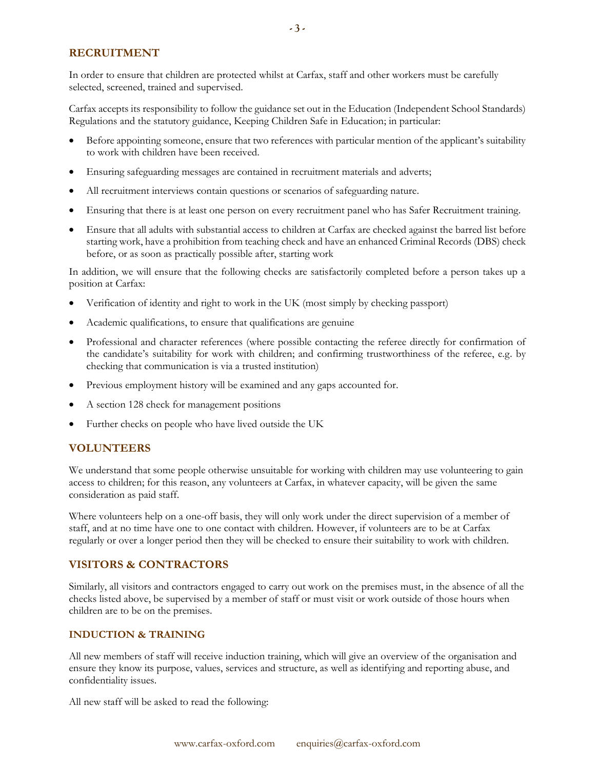## RECRUITMENT

In order to ensure that children are protected whilst at Carfax, staff and other workers must be carefully selected, screened, trained and supervised.

Carfax accepts its responsibility to follow the guidance set out in the Education (Independent School Standards) Regulations and the statutory guidance, Keeping Children Safe in Education; in particular:

- Before appointing someone, ensure that two references with particular mention of the applicant's suitability to work with children have been received.
- Ensuring safeguarding messages are contained in recruitment materials and adverts;
- All recruitment interviews contain questions or scenarios of safeguarding nature.
- Ensuring that there is at least one person on every recruitment panel who has Safer Recruitment training.
- Ensure that all adults with substantial access to children at Carfax are checked against the barred list before starting work, have a prohibition from teaching check and have an enhanced Criminal Records (DBS) check before, or as soon as practically possible after, starting work

In addition, we will ensure that the following checks are satisfactorily completed before a person takes up a position at Carfax:

- Verification of identity and right to work in the UK (most simply by checking passport)
- Academic qualifications, to ensure that qualifications are genuine
- Professional and character references (where possible contacting the referee directly for confirmation of the candidate's suitability for work with children; and confirming trustworthiness of the referee, e.g. by checking that communication is via a trusted institution)
- Previous employment history will be examined and any gaps accounted for.
- A section 128 check for management positions
- Further checks on people who have lived outside the UK

## VOLUNTEERS

We understand that some people otherwise unsuitable for working with children may use volunteering to gain access to children; for this reason, any volunteers at Carfax, in whatever capacity, will be given the same consideration as paid staff.

Where volunteers help on a one-off basis, they will only work under the direct supervision of a member of staff, and at no time have one to one contact with children. However, if volunteers are to be at Carfax regularly or over a longer period then they will be checked to ensure their suitability to work with children.

## VISITORS & CONTRACTORS

Similarly, all visitors and contractors engaged to carry out work on the premises must, in the absence of all the checks listed above, be supervised by a member of staff or must visit or work outside of those hours when children are to be on the premises.

## INDUCTION & TRAINING

All new members of staff will receive induction training, which will give an overview of the organisation and ensure they know its purpose, values, services and structure, as well as identifying and reporting abuse, and confidentiality issues.

All new staff will be asked to read the following: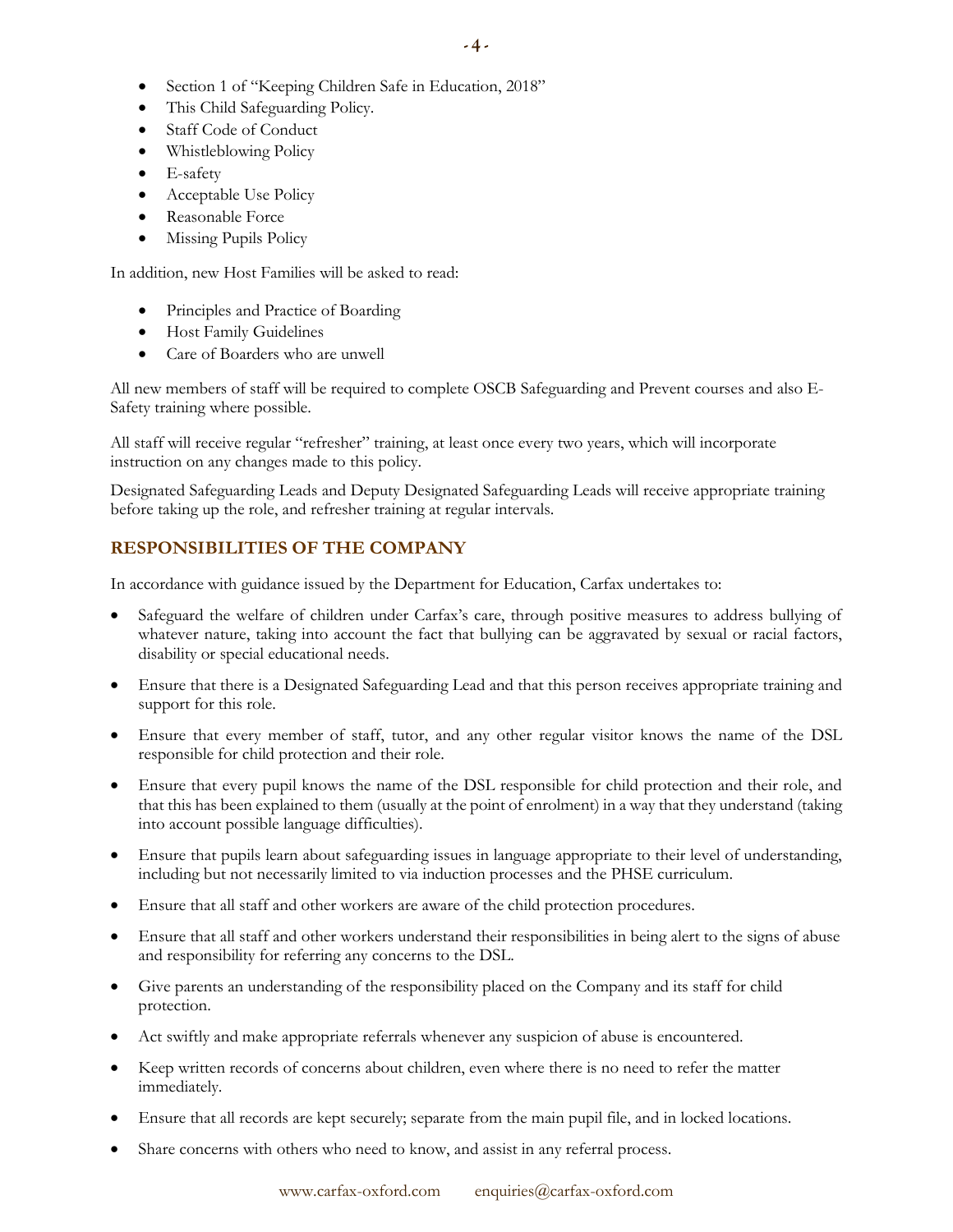- Section 1 of "Keeping Children Safe in Education, 2018"
- This Child Safeguarding Policy.
- Staff Code of Conduct
- Whistleblowing Policy
- E-safety
- Acceptable Use Policy
- Reasonable Force
- Missing Pupils Policy

In addition, new Host Families will be asked to read:

- Principles and Practice of Boarding
- Host Family Guidelines
- Care of Boarders who are unwell

All new members of staff will be required to complete OSCB Safeguarding and Prevent courses and also E-Safety training where possible.

All staff will receive regular "refresher" training, at least once every two years, which will incorporate instruction on any changes made to this policy.

Designated Safeguarding Leads and Deputy Designated Safeguarding Leads will receive appropriate training before taking up the role, and refresher training at regular intervals.

## RESPONSIBILITIES OF THE COMPANY

In accordance with guidance issued by the Department for Education, Carfax undertakes to:

- Safeguard the welfare of children under Carfax's care, through positive measures to address bullying of whatever nature, taking into account the fact that bullying can be aggravated by sexual or racial factors, disability or special educational needs.
- Ensure that there is a Designated Safeguarding Lead and that this person receives appropriate training and support for this role.
- Ensure that every member of staff, tutor, and any other regular visitor knows the name of the DSL responsible for child protection and their role.
- Ensure that every pupil knows the name of the DSL responsible for child protection and their role, and that this has been explained to them (usually at the point of enrolment) in a way that they understand (taking into account possible language difficulties).
- Ensure that pupils learn about safeguarding issues in language appropriate to their level of understanding, including but not necessarily limited to via induction processes and the PHSE curriculum.
- Ensure that all staff and other workers are aware of the child protection procedures.
- Ensure that all staff and other workers understand their responsibilities in being alert to the signs of abuse and responsibility for referring any concerns to the DSL.
- Give parents an understanding of the responsibility placed on the Company and its staff for child protection.
- Act swiftly and make appropriate referrals whenever any suspicion of abuse is encountered.
- Keep written records of concerns about children, even where there is no need to refer the matter immediately.
- Ensure that all records are kept securely; separate from the main pupil file, and in locked locations.
- Share concerns with others who need to know, and assist in any referral process.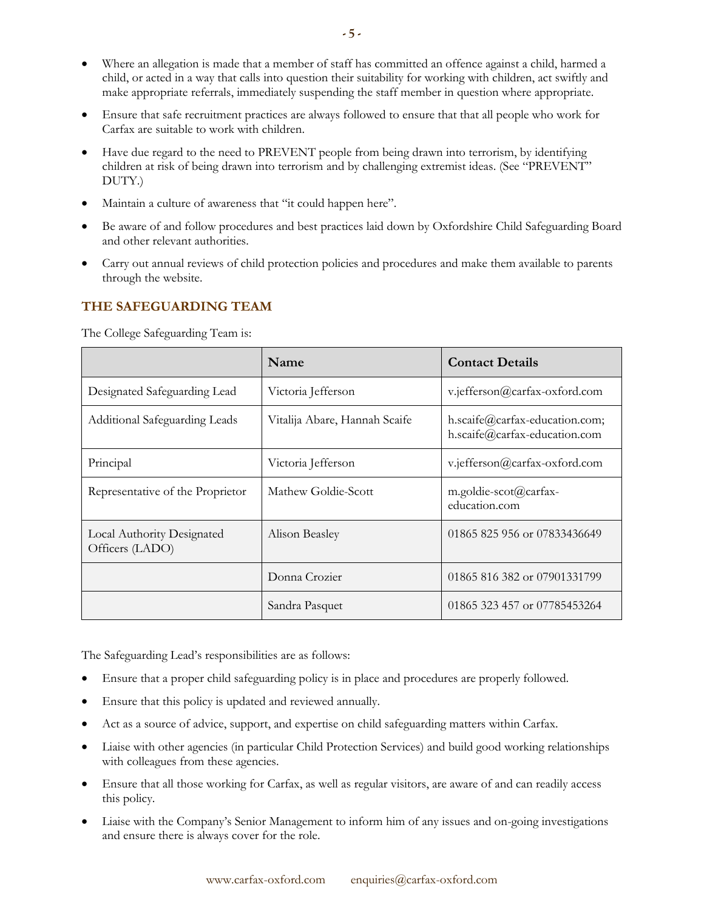- Where an allegation is made that a member of staff has committed an offence against a child, harmed a child, or acted in a way that calls into question their suitability for working with children, act swiftly and make appropriate referrals, immediately suspending the staff member in question where appropriate.
- Ensure that safe recruitment practices are always followed to ensure that that all people who work for Carfax are suitable to work with children.
- Have due regard to the need to PREVENT people from being drawn into terrorism, by identifying children at risk of being drawn into terrorism and by challenging extremist ideas. (See "PREVENT" DUTY.)
- Maintain a culture of awareness that "it could happen here".
- Be aware of and follow procedures and best practices laid down by Oxfordshire Child Safeguarding Board and other relevant authorities.
- Carry out annual reviews of child protection policies and procedures and make them available to parents through the website.

## THE SAFEGUARDING TEAM

The College Safeguarding Team is:

| | Name | Contact Details |
|---|---|---|
| Designated Safeguarding Lead | Victoria Jefferson | v.jefferson@carfax-oxford.com |
| Additional Safeguarding Leads | Vitalija Abare, Hannah Scaife | h.scaife@carfax-education.com; h.scaife@carfax-education.com |
| Principal | Victoria Jefferson | v.jefferson@carfax-oxford.com |
| Representative of the Proprietor | Mathew Goldie-Scott | m.goldie-scot@carfax-education.com |
| Local Authority Designated Officers (LADO) | Alison Beasley | 01865 825 956 or 07833436649 |
| | Donna Crozier | 01865 816 382 or 07901331799 |
| | Sandra Pasquet | 01865 323 457 or 07785453264 |

The Safeguarding Lead's responsibilities are as follows:

- Ensure that a proper child safeguarding policy is in place and procedures are properly followed.
- Ensure that this policy is updated and reviewed annually.
- Act as a source of advice, support, and expertise on child safeguarding matters within Carfax.
- Liaise with other agencies (in particular Child Protection Services) and build good working relationships with colleagues from these agencies.
- Ensure that all those working for Carfax, as well as regular visitors, are aware of and can readily access this policy.
- Liaise with the Company's Senior Management to inform him of any issues and on-going investigations and ensure there is always cover for the role.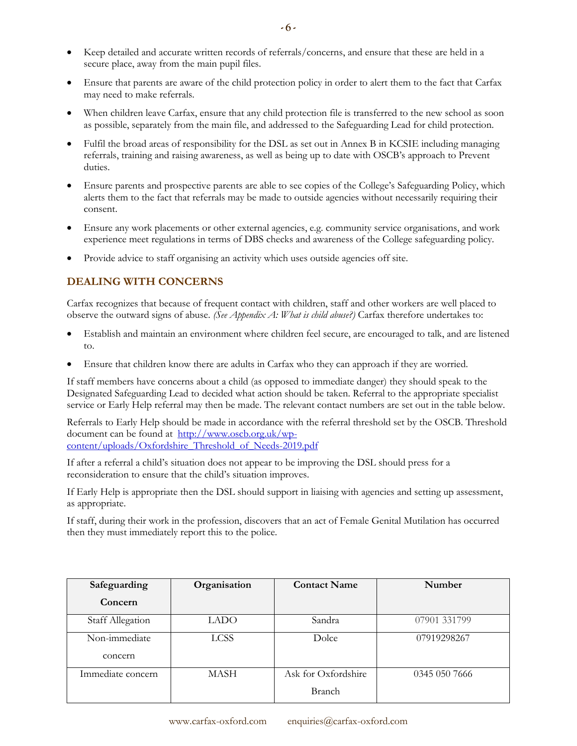- Keep detailed and accurate written records of referrals/concerns, and ensure that these are held in a secure place, away from the main pupil files.
- Ensure that parents are aware of the child protection policy in order to alert them to the fact that Carfax may need to make referrals.
- When children leave Carfax, ensure that any child protection file is transferred to the new school as soon as possible, separately from the main file, and addressed to the Safeguarding Lead for child protection.
- Fulfil the broad areas of responsibility for the DSL as set out in Annex B in KCSIE including managing referrals, training and raising awareness, as well as being up to date with OSCB's approach to Prevent duties.
- Ensure parents and prospective parents are able to see copies of the College's Safeguarding Policy, which alerts them to the fact that referrals may be made to outside agencies without necessarily requiring their consent.
- Ensure any work placements or other external agencies, e.g. community service organisations, and work experience meet regulations in terms of DBS checks and awareness of the College safeguarding policy.
- Provide advice to staff organising an activity which uses outside agencies off site.

## DEALING WITH CONCERNS

Carfax recognizes that because of frequent contact with children, staff and other workers are well placed to observe the outward signs of abuse. *(See Appendix A: What is child abuse?)* Carfax therefore undertakes to:

- Establish and maintain an environment where children feel secure, are encouraged to talk, and are listened to.
- Ensure that children know there are adults in Carfax who they can approach if they are worried.

If staff members have concerns about a child (as opposed to immediate danger) they should speak to the Designated Safeguarding Lead to decided what action should be taken. Referral to the appropriate specialist service or Early Help referral may then be made. The relevant contact numbers are set out in the table below.

Referrals to Early Help should be made in accordance with the referral threshold set by the OSCB. Threshold document can be found at http://www.oscb.org.uk/wp-content/uploads/Oxfordshire_Threshold_of_Needs-2019.pdf

If after a referral a child's situation does not appear to be improving the DSL should press for a reconsideration to ensure that the child's situation improves.

If Early Help is appropriate then the DSL should support in liaising with agencies and setting up assessment, as appropriate.

If staff, during their work in the profession, discovers that an act of Female Genital Mutilation has occurred then they must immediately report this to the police.

| Safeguarding Concern | Organisation | Contact Name | Number |
|---|---|---|---|
| Staff Allegation | LADO | Sandra | 07901 331799 |
| Non-immediate concern | LCSS | Dolce | 07919298267 |
| Immediate concern | MASH | Ask for Oxfordshire Branch | 0345 050 7666 |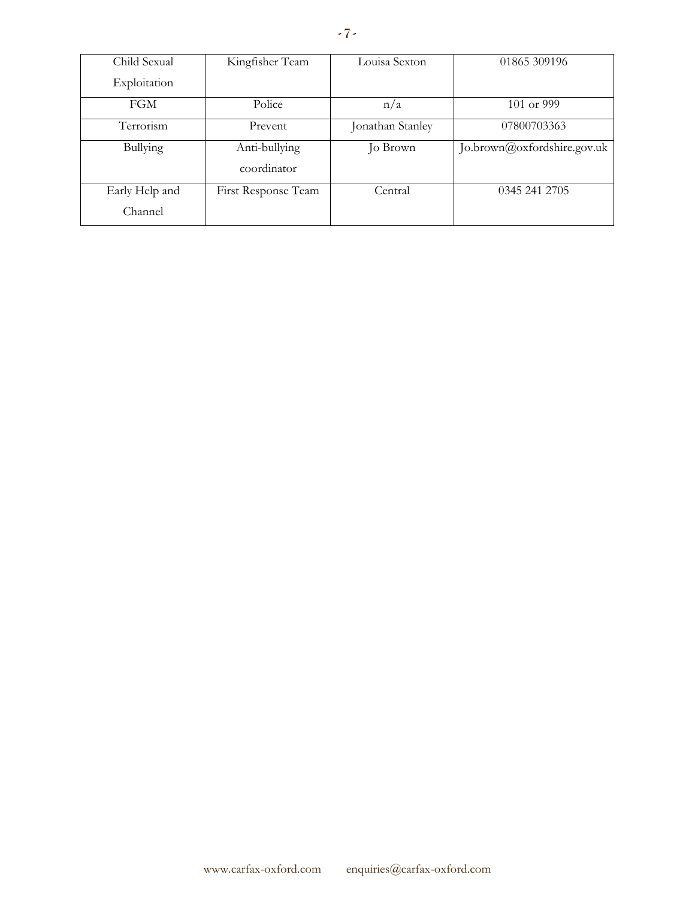| Child Sexual Exploitation | Kingfisher Team | Louisa Sexton | 01865 309196 |
|---|---|---|---|
| FGM | Police | n/a | 101 or 999 |
| Terrorism | Prevent | Jonathan Stanley | 07800703363 |
| Bullying | Anti-bullying coordinator | Jo Brown | Jo.brown@oxfordshire.gov.uk |
| Early Help and Channel | First Response Team | Central | 0345 241 2705 |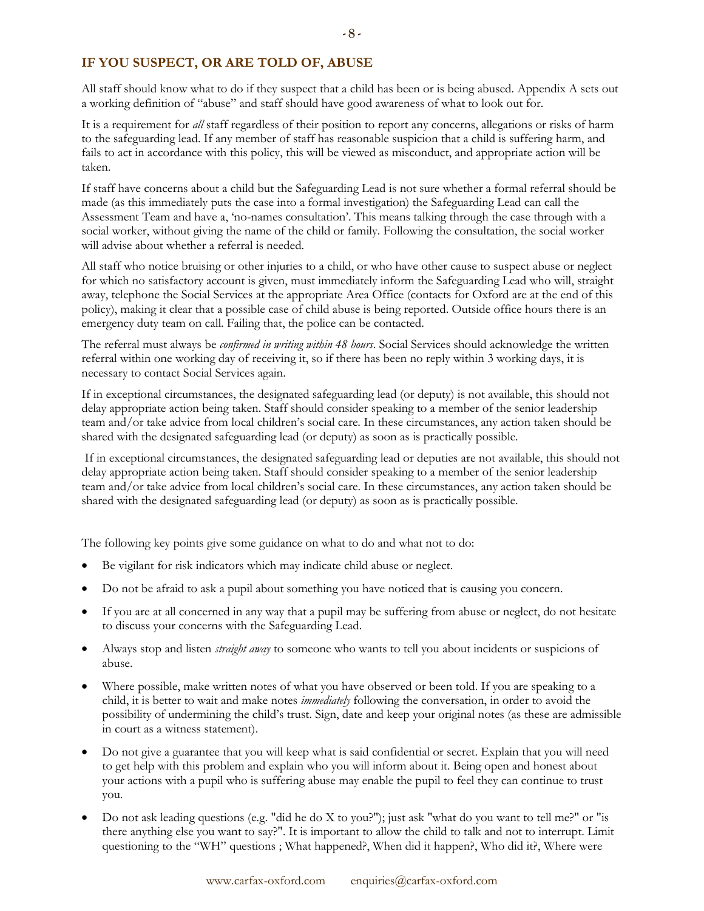## IF YOU SUSPECT, OR ARE TOLD OF, ABUSE

All staff should know what to do if they suspect that a child has been or is being abused. Appendix A sets out a working definition of "abuse" and staff should have good awareness of what to look out for.

It is a requirement for *all* staff regardless of their position to report any concerns, allegations or risks of harm to the safeguarding lead. If any member of staff has reasonable suspicion that a child is suffering harm, and fails to act in accordance with this policy, this will be viewed as misconduct, and appropriate action will be taken.

If staff have concerns about a child but the Safeguarding Lead is not sure whether a formal referral should be made (as this immediately puts the case into a formal investigation) the Safeguarding Lead can call the Assessment Team and have a, 'no-names consultation'. This means talking through the case through with a social worker, without giving the name of the child or family. Following the consultation, the social worker will advise about whether a referral is needed.

All staff who notice bruising or other injuries to a child, or who have other cause to suspect abuse or neglect for which no satisfactory account is given, must immediately inform the Safeguarding Lead who will, straight away, telephone the Social Services at the appropriate Area Office (contacts for Oxford are at the end of this policy), making it clear that a possible case of child abuse is being reported. Outside office hours there is an emergency duty team on call. Failing that, the police can be contacted.

The referral must always be *confirmed in writing within 48 hours*. Social Services should acknowledge the written referral within one working day of receiving it, so if there has been no reply within 3 working days, it is necessary to contact Social Services again.

If in exceptional circumstances, the designated safeguarding lead (or deputy) is not available, this should not delay appropriate action being taken. Staff should consider speaking to a member of the senior leadership team and/or take advice from local children's social care. In these circumstances, any action taken should be shared with the designated safeguarding lead (or deputy) as soon as is practically possible.

If in exceptional circumstances, the designated safeguarding lead or deputies are not available, this should not delay appropriate action being taken. Staff should consider speaking to a member of the senior leadership team and/or take advice from local children's social care. In these circumstances, any action taken should be shared with the designated safeguarding lead (or deputy) as soon as is practically possible.

The following key points give some guidance on what to do and what not to do:

- Be vigilant for risk indicators which may indicate child abuse or neglect.
- Do not be afraid to ask a pupil about something you have noticed that is causing you concern.
- If you are at all concerned in any way that a pupil may be suffering from abuse or neglect, do not hesitate to discuss your concerns with the Safeguarding Lead.
- Always stop and listen *straight away* to someone who wants to tell you about incidents or suspicions of abuse.
- Where possible, make written notes of what you have observed or been told. If you are speaking to a child, it is better to wait and make notes *immediately* following the conversation, in order to avoid the possibility of undermining the child's trust. Sign, date and keep your original notes (as these are admissible in court as a witness statement).
- Do not give a guarantee that you will keep what is said confidential or secret. Explain that you will need to get help with this problem and explain who you will inform about it. Being open and honest about your actions with a pupil who is suffering abuse may enable the pupil to feel they can continue to trust you.
- Do not ask leading questions (e.g. "did he do X to you?"); just ask "what do you want to tell me?" or "is there anything else you want to say?". It is important to allow the child to talk and not to interrupt. Limit questioning to the "WH" questions ; What happened?, When did it happen?, Who did it?, Where were

www.carfax-oxford.com enquiries@carfax-oxford.com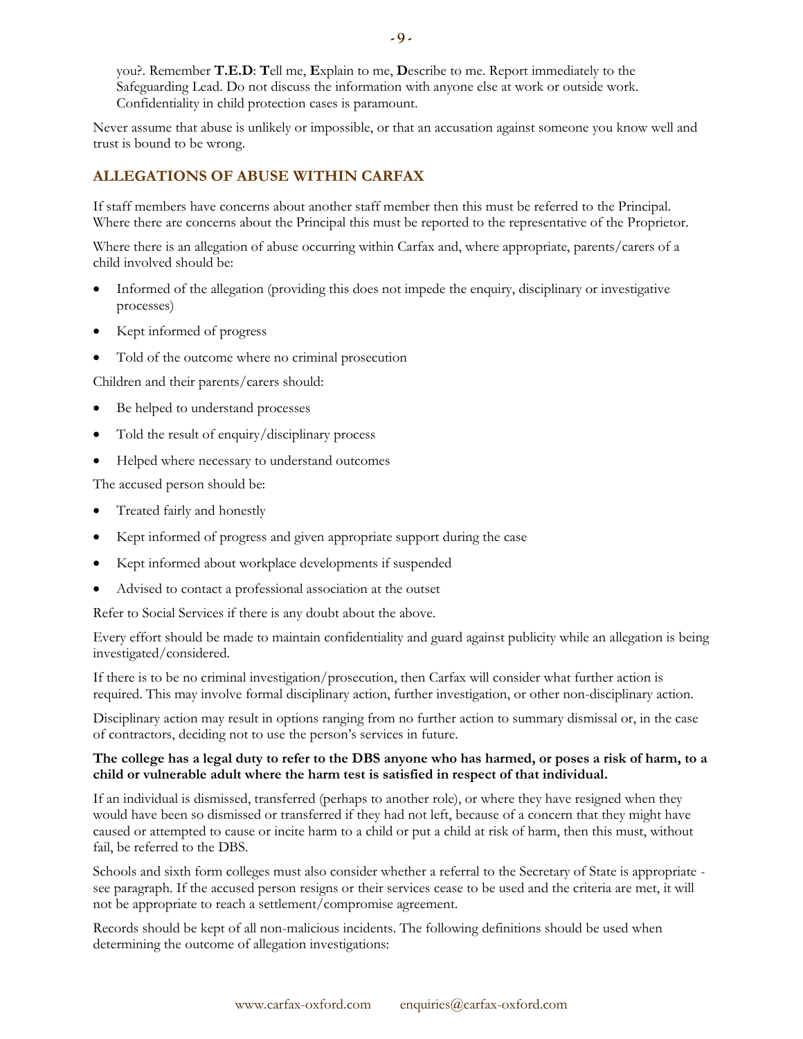you?. Remember **T.E.D**: **T**ell me, **E**xplain to me, **D**escribe to me. Report immediately to the Safeguarding Lead. Do not discuss the information with anyone else at work or outside work. Confidentiality in child protection cases is paramount.

Never assume that abuse is unlikely or impossible, or that an accusation against someone you know well and trust is bound to be wrong.

## ALLEGATIONS OF ABUSE WITHIN CARFAX

If staff members have concerns about another staff member then this must be referred to the Principal. Where there are concerns about the Principal this must be reported to the representative of the Proprietor.

Where there is an allegation of abuse occurring within Carfax and, where appropriate, parents/carers of a child involved should be:

- Informed of the allegation (providing this does not impede the enquiry, disciplinary or investigative processes)
- Kept informed of progress
- Told of the outcome where no criminal prosecution

Children and their parents/carers should:

- Be helped to understand processes
- Told the result of enquiry/disciplinary process
- Helped where necessary to understand outcomes

The accused person should be:

- Treated fairly and honestly
- Kept informed of progress and given appropriate support during the case
- Kept informed about workplace developments if suspended
- Advised to contact a professional association at the outset

Refer to Social Services if there is any doubt about the above.

Every effort should be made to maintain confidentiality and guard against publicity while an allegation is being investigated/considered.

If there is to be no criminal investigation/prosecution, then Carfax will consider what further action is required. This may involve formal disciplinary action, further investigation, or other non-disciplinary action.

Disciplinary action may result in options ranging from no further action to summary dismissal or, in the case of contractors, deciding not to use the person's services in future.

**The college has a legal duty to refer to the DBS anyone who has harmed, or poses a risk of harm, to a child or vulnerable adult where the harm test is satisfied in respect of that individual.**

If an individual is dismissed, transferred (perhaps to another role), or where they have resigned when they would have been so dismissed or transferred if they had not left, because of a concern that they might have caused or attempted to cause or incite harm to a child or put a child at risk of harm, then this must, without fail, be referred to the DBS.

Schools and sixth form colleges must also consider whether a referral to the Secretary of State is appropriate - see paragraph. If the accused person resigns or their services cease to be used and the criteria are met, it will not be appropriate to reach a settlement/compromise agreement.

Records should be kept of all non-malicious incidents. The following definitions should be used when determining the outcome of allegation investigations: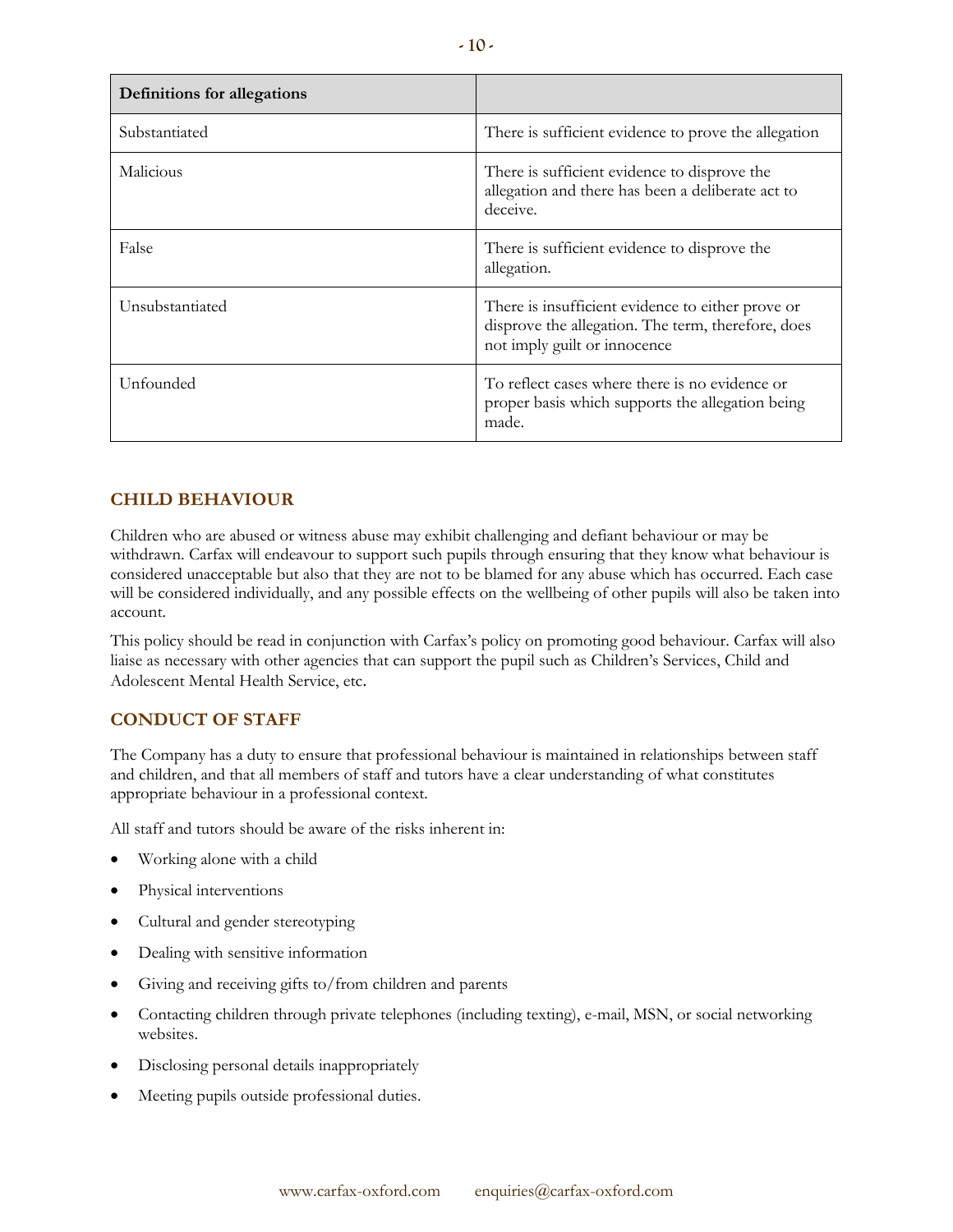| Definitions for allegations | |
|---|---|
| Substantiated | There is sufficient evidence to prove the allegation |
| Malicious | There is sufficient evidence to disprove the allegation and there has been a deliberate act to deceive. |
| False | There is sufficient evidence to disprove the allegation. |
| Unsubstantiated | There is insufficient evidence to either prove or disprove the allegation. The term, therefore, does not imply guilt or innocence |
| Unfounded | To reflect cases where there is no evidence or proper basis which supports the allegation being made. |

## CHILD BEHAVIOUR

Children who are abused or witness abuse may exhibit challenging and defiant behaviour or may be withdrawn. Carfax will endeavour to support such pupils through ensuring that they know what behaviour is considered unacceptable but also that they are not to be blamed for any abuse which has occurred. Each case will be considered individually, and any possible effects on the wellbeing of other pupils will also be taken into account.

This policy should be read in conjunction with Carfax's policy on promoting good behaviour. Carfax will also liaise as necessary with other agencies that can support the pupil such as Children's Services, Child and Adolescent Mental Health Service, etc.

## CONDUCT OF STAFF

The Company has a duty to ensure that professional behaviour is maintained in relationships between staff and children, and that all members of staff and tutors have a clear understanding of what constitutes appropriate behaviour in a professional context.

All staff and tutors should be aware of the risks inherent in:

- Working alone with a child
- Physical interventions
- Cultural and gender stereotyping
- Dealing with sensitive information
- Giving and receiving gifts to/from children and parents
- Contacting children through private telephones (including texting), e-mail, MSN, or social networking websites.
- Disclosing personal details inappropriately
- Meeting pupils outside professional duties.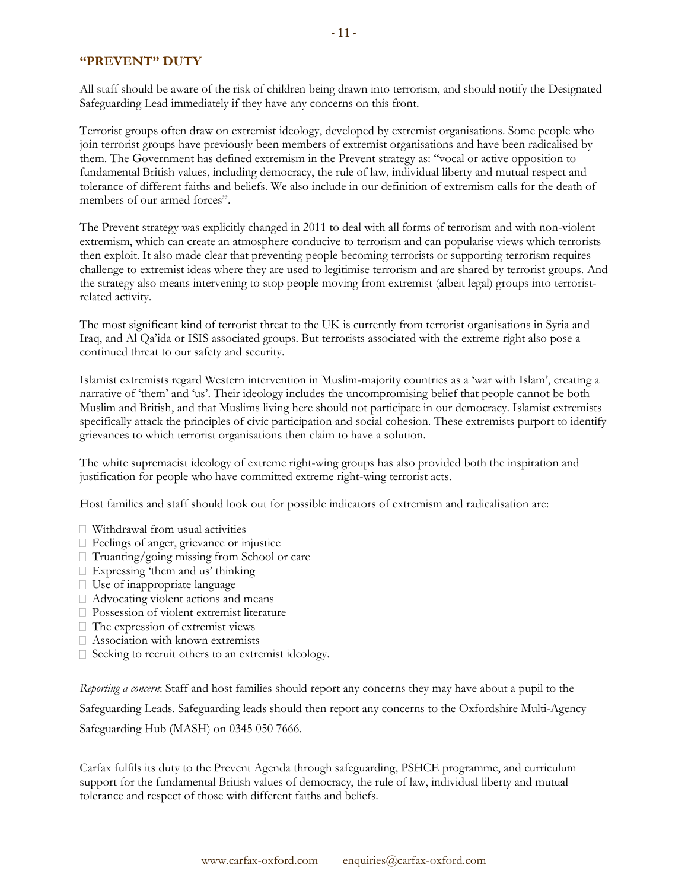## "PREVENT" DUTY

All staff should be aware of the risk of children being drawn into terrorism, and should notify the Designated Safeguarding Lead immediately if they have any concerns on this front.

Terrorist groups often draw on extremist ideology, developed by extremist organisations. Some people who join terrorist groups have previously been members of extremist organisations and have been radicalised by them. The Government has defined extremism in the Prevent strategy as: "vocal or active opposition to fundamental British values, including democracy, the rule of law, individual liberty and mutual respect and tolerance of different faiths and beliefs. We also include in our definition of extremism calls for the death of members of our armed forces".

The Prevent strategy was explicitly changed in 2011 to deal with all forms of terrorism and with non-violent extremism, which can create an atmosphere conducive to terrorism and can popularise views which terrorists then exploit. It also made clear that preventing people becoming terrorists or supporting terrorism requires challenge to extremist ideas where they are used to legitimise terrorism and are shared by terrorist groups. And the strategy also means intervening to stop people moving from extremist (albeit legal) groups into terrorist-related activity.

The most significant kind of terrorist threat to the UK is currently from terrorist organisations in Syria and Iraq, and Al Qa'ida or ISIS associated groups. But terrorists associated with the extreme right also pose a continued threat to our safety and security.

Islamist extremists regard Western intervention in Muslim-majority countries as a 'war with Islam', creating a narrative of 'them' and 'us'. Their ideology includes the uncompromising belief that people cannot be both Muslim and British, and that Muslims living here should not participate in our democracy. Islamist extremists specifically attack the principles of civic participation and social cohesion. These extremists purport to identify grievances to which terrorist organisations then claim to have a solution.

The white supremacist ideology of extreme right-wing groups has also provided both the inspiration and justification for people who have committed extreme right-wing terrorist acts.

Host families and staff should look out for possible indicators of extremism and radicalisation are:

- Withdrawal from usual activities
- Feelings of anger, grievance or injustice
- Truanting/going missing from School or care
- Expressing 'them and us' thinking
- Use of inappropriate language
- Advocating violent actions and means
- Possession of violent extremist literature
- The expression of extremist views
- Association with known extremists
- Seeking to recruit others to an extremist ideology.

*Reporting a concern*: Staff and host families should report any concerns they may have about a pupil to the Safeguarding Leads. Safeguarding leads should then report any concerns to the Oxfordshire Multi-Agency Safeguarding Hub (MASH) on 0345 050 7666.

Carfax fulfils its duty to the Prevent Agenda through safeguarding, PSHCE programme, and curriculum support for the fundamental British values of democracy, the rule of law, individual liberty and mutual tolerance and respect of those with different faiths and beliefs.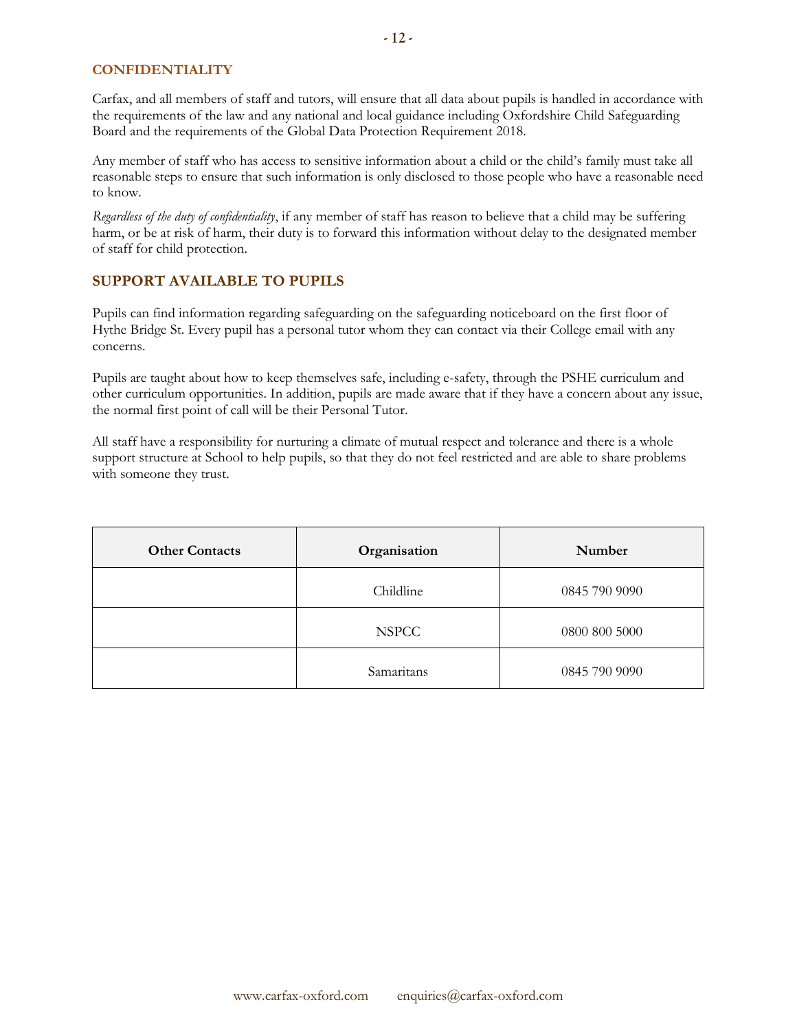## CONFIDENTIALITY

Carfax, and all members of staff and tutors, will ensure that all data about pupils is handled in accordance with the requirements of the law and any national and local guidance including Oxfordshire Child Safeguarding Board and the requirements of the Global Data Protection Requirement 2018.

Any member of staff who has access to sensitive information about a child or the child's family must take all reasonable steps to ensure that such information is only disclosed to those people who have a reasonable need to know.

*Regardless of the duty of confidentiality*, if any member of staff has reason to believe that a child may be suffering harm, or be at risk of harm, their duty is to forward this information without delay to the designated member of staff for child protection.

## SUPPORT AVAILABLE TO PUPILS

Pupils can find information regarding safeguarding on the safeguarding noticeboard on the first floor of Hythe Bridge St. Every pupil has a personal tutor whom they can contact via their College email with any concerns.

Pupils are taught about how to keep themselves safe, including e-safety, through the PSHE curriculum and other curriculum opportunities. In addition, pupils are made aware that if they have a concern about any issue, the normal first point of call will be their Personal Tutor.

All staff have a responsibility for nurturing a climate of mutual respect and tolerance and there is a whole support structure at School to help pupils, so that they do not feel restricted and are able to share problems with someone they trust.

| Other Contacts | Organisation | Number |
|---|---|---|
| | Childline | 0845 790 9090 |
| | NSPCC | 0800 800 5000 |
| | Samaritans | 0845 790 9090 |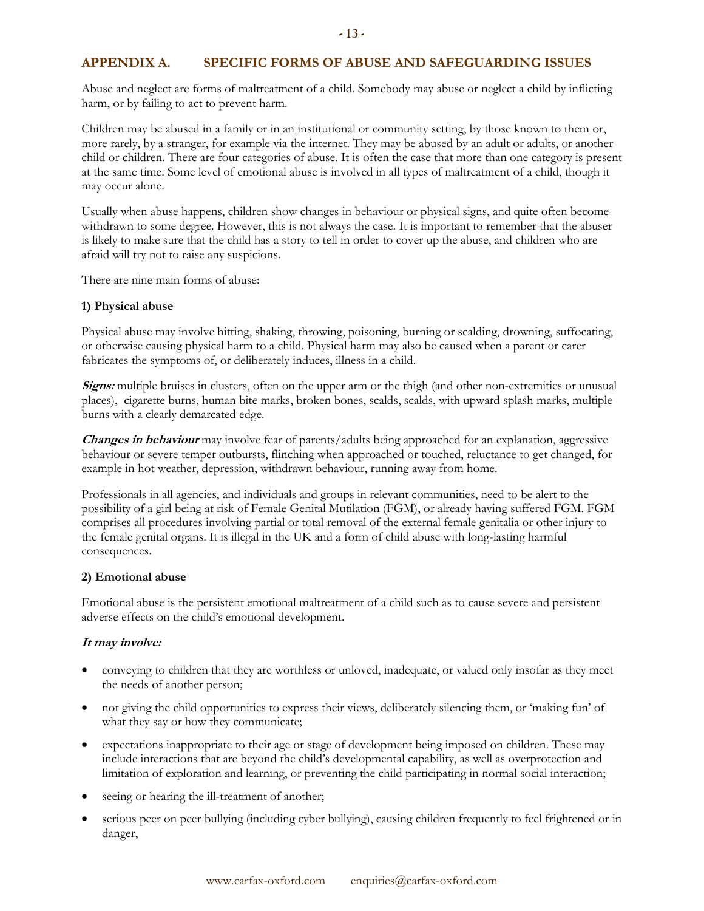## APPENDIX A. SPECIFIC FORMS OF ABUSE AND SAFEGUARDING ISSUES

Abuse and neglect are forms of maltreatment of a child. Somebody may abuse or neglect a child by inflicting harm, or by failing to act to prevent harm.

Children may be abused in a family or in an institutional or community setting, by those known to them or, more rarely, by a stranger, for example via the internet. They may be abused by an adult or adults, or another child or children. There are four categories of abuse. It is often the case that more than one category is present at the same time. Some level of emotional abuse is involved in all types of maltreatment of a child, though it may occur alone.

Usually when abuse happens, children show changes in behaviour or physical signs, and quite often become withdrawn to some degree. However, this is not always the case. It is important to remember that the abuser is likely to make sure that the child has a story to tell in order to cover up the abuse, and children who are afraid will try not to raise any suspicions.

There are nine main forms of abuse:

**1) Physical abuse**

Physical abuse may involve hitting, shaking, throwing, poisoning, burning or scalding, drowning, suffocating, or otherwise causing physical harm to a child. Physical harm may also be caused when a parent or carer fabricates the symptoms of, or deliberately induces, illness in a child.

***Signs:*** multiple bruises in clusters, often on the upper arm or the thigh (and other non-extremities or unusual places), cigarette burns, human bite marks, broken bones, scalds, scalds, with upward splash marks, multiple burns with a clearly demarcated edge.

***Changes in behaviour*** may involve fear of parents/adults being approached for an explanation, aggressive behaviour or severe temper outbursts, flinching when approached or touched, reluctance to get changed, for example in hot weather, depression, withdrawn behaviour, running away from home.

Professionals in all agencies, and individuals and groups in relevant communities, need to be alert to the possibility of a girl being at risk of Female Genital Mutilation (FGM), or already having suffered FGM. FGM comprises all procedures involving partial or total removal of the external female genitalia or other injury to the female genital organs. It is illegal in the UK and a form of child abuse with long-lasting harmful consequences.

**2) Emotional abuse**

Emotional abuse is the persistent emotional maltreatment of a child such as to cause severe and persistent adverse effects on the child's emotional development.

***It may involve:***

- conveying to children that they are worthless or unloved, inadequate, or valued only insofar as they meet the needs of another person;
- not giving the child opportunities to express their views, deliberately silencing them, or 'making fun' of what they say or how they communicate;
- expectations inappropriate to their age or stage of development being imposed on children. These may include interactions that are beyond the child's developmental capability, as well as overprotection and limitation of exploration and learning, or preventing the child participating in normal social interaction;
- seeing or hearing the ill-treatment of another;
- serious peer on peer bullying (including cyber bullying), causing children frequently to feel frightened or in danger,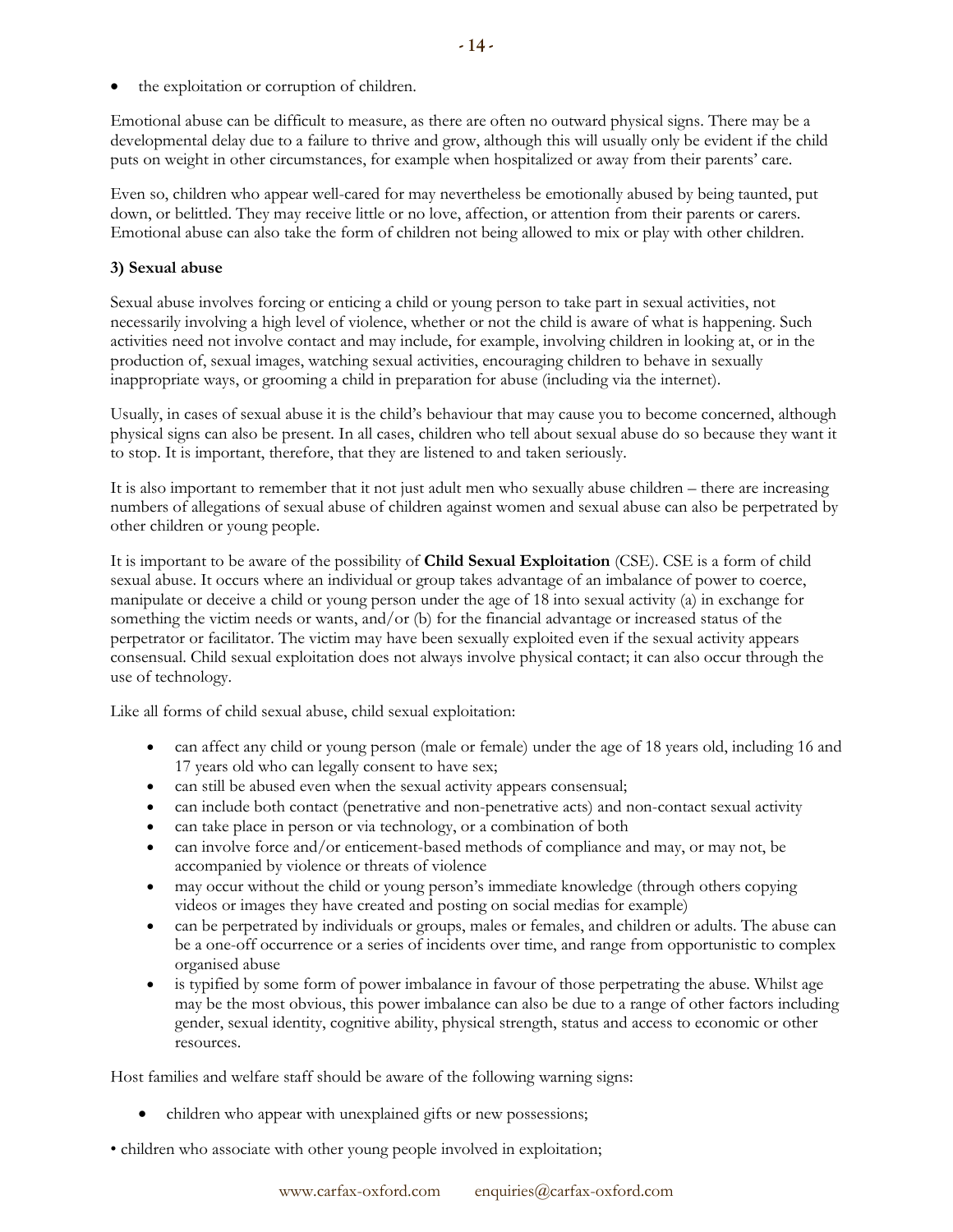- the exploitation or corruption of children.

Emotional abuse can be difficult to measure, as there are often no outward physical signs. There may be a developmental delay due to a failure to thrive and grow, although this will usually only be evident if the child puts on weight in other circumstances, for example when hospitalized or away from their parents' care.

Even so, children who appear well-cared for may nevertheless be emotionally abused by being taunted, put down, or belittled. They may receive little or no love, affection, or attention from their parents or carers. Emotional abuse can also take the form of children not being allowed to mix or play with other children.

**3) Sexual abuse**

Sexual abuse involves forcing or enticing a child or young person to take part in sexual activities, not necessarily involving a high level of violence, whether or not the child is aware of what is happening. Such activities need not involve contact and may include, for example, involving children in looking at, or in the production of, sexual images, watching sexual activities, encouraging children to behave in sexually inappropriate ways, or grooming a child in preparation for abuse (including via the internet).

Usually, in cases of sexual abuse it is the child's behaviour that may cause you to become concerned, although physical signs can also be present. In all cases, children who tell about sexual abuse do so because they want it to stop. It is important, therefore, that they are listened to and taken seriously.

It is also important to remember that it not just adult men who sexually abuse children – there are increasing numbers of allegations of sexual abuse of children against women and sexual abuse can also be perpetrated by other children or young people.

It is important to be aware of the possibility of **Child Sexual Exploitation** (CSE). CSE is a form of child sexual abuse. It occurs where an individual or group takes advantage of an imbalance of power to coerce, manipulate or deceive a child or young person under the age of 18 into sexual activity (a) in exchange for something the victim needs or wants, and/or (b) for the financial advantage or increased status of the perpetrator or facilitator. The victim may have been sexually exploited even if the sexual activity appears consensual. Child sexual exploitation does not always involve physical contact; it can also occur through the use of technology.

Like all forms of child sexual abuse, child sexual exploitation:

- can affect any child or young person (male or female) under the age of 18 years old, including 16 and 17 years old who can legally consent to have sex;
- can still be abused even when the sexual activity appears consensual;
- can include both contact (penetrative and non-penetrative acts) and non-contact sexual activity
- can take place in person or via technology, or a combination of both
- can involve force and/or enticement-based methods of compliance and may, or may not, be accompanied by violence or threats of violence
- may occur without the child or young person's immediate knowledge (through others copying videos or images they have created and posting on social medias for example)
- can be perpetrated by individuals or groups, males or females, and children or adults. The abuse can be a one-off occurrence or a series of incidents over time, and range from opportunistic to complex organised abuse
- is typified by some form of power imbalance in favour of those perpetrating the abuse. Whilst age may be the most obvious, this power imbalance can also be due to a range of other factors including gender, sexual identity, cognitive ability, physical strength, status and access to economic or other resources.

Host families and welfare staff should be aware of the following warning signs:

- children who appear with unexplained gifts or new possessions;
- children who associate with other young people involved in exploitation;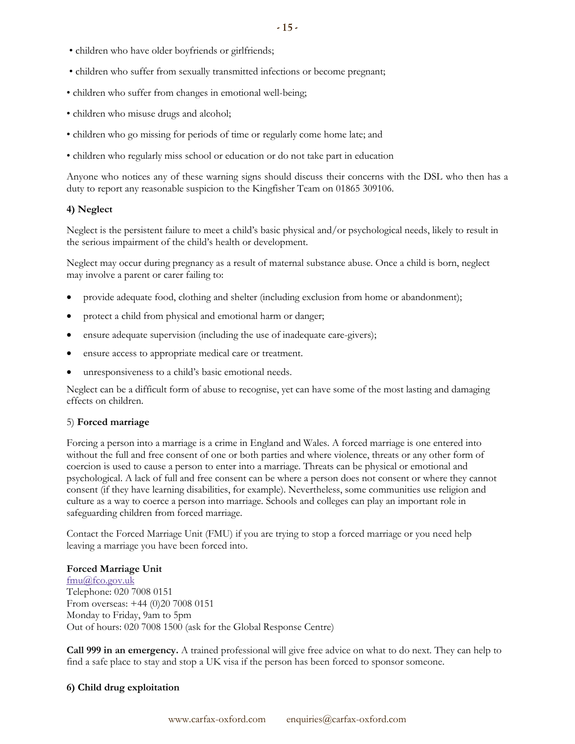- children who have older boyfriends or girlfriends;
- children who suffer from sexually transmitted infections or become pregnant;
- children who suffer from changes in emotional well-being;
- children who misuse drugs and alcohol;
- children who go missing for periods of time or regularly come home late; and
- children who regularly miss school or education or do not take part in education

Anyone who notices any of these warning signs should discuss their concerns with the DSL who then has a duty to report any reasonable suspicion to the Kingfisher Team on 01865 309106.

**4) Neglect**

Neglect is the persistent failure to meet a child's basic physical and/or psychological needs, likely to result in the serious impairment of the child's health or development.

Neglect may occur during pregnancy as a result of maternal substance abuse. Once a child is born, neglect may involve a parent or carer failing to:

- provide adequate food, clothing and shelter (including exclusion from home or abandonment);
- protect a child from physical and emotional harm or danger;
- ensure adequate supervision (including the use of inadequate care-givers);
- ensure access to appropriate medical care or treatment.
- unresponsiveness to a child's basic emotional needs.

Neglect can be a difficult form of abuse to recognise, yet can have some of the most lasting and damaging effects on children.

5) **Forced marriage**

Forcing a person into a marriage is a crime in England and Wales. A forced marriage is one entered into without the full and free consent of one or both parties and where violence, threats or any other form of coercion is used to cause a person to enter into a marriage. Threats can be physical or emotional and psychological. A lack of full and free consent can be where a person does not consent or where they cannot consent (if they have learning disabilities, for example). Nevertheless, some communities use religion and culture as a way to coerce a person into marriage. Schools and colleges can play an important role in safeguarding children from forced marriage.

Contact the Forced Marriage Unit (FMU) if you are trying to stop a forced marriage or you need help leaving a marriage you have been forced into.

**Forced Marriage Unit**
fmu@fco.gov.uk
Telephone: 020 7008 0151
From overseas: +44 (0)20 7008 0151
Monday to Friday, 9am to 5pm
Out of hours: 020 7008 1500 (ask for the Global Response Centre)

**Call 999 in an emergency.** A trained professional will give free advice on what to do next. They can help to find a safe place to stay and stop a UK visa if the person has been forced to sponsor someone.

**6) Child drug exploitation**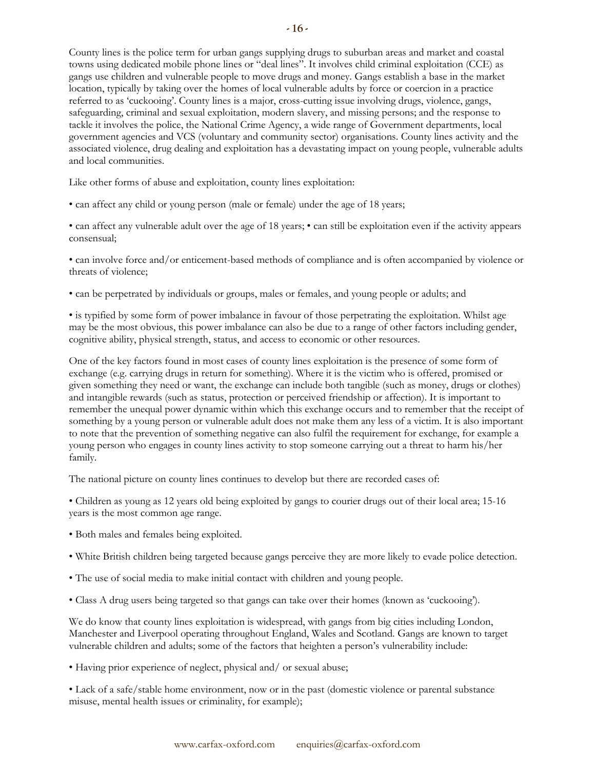County lines is the police term for urban gangs supplying drugs to suburban areas and market and coastal towns using dedicated mobile phone lines or "deal lines". It involves child criminal exploitation (CCE) as gangs use children and vulnerable people to move drugs and money. Gangs establish a base in the market location, typically by taking over the homes of local vulnerable adults by force or coercion in a practice referred to as 'cuckooing'. County lines is a major, cross-cutting issue involving drugs, violence, gangs, safeguarding, criminal and sexual exploitation, modern slavery, and missing persons; and the response to tackle it involves the police, the National Crime Agency, a wide range of Government departments, local government agencies and VCS (voluntary and community sector) organisations. County lines activity and the associated violence, drug dealing and exploitation has a devastating impact on young people, vulnerable adults and local communities.

Like other forms of abuse and exploitation, county lines exploitation:

• can affect any child or young person (male or female) under the age of 18 years;

• can affect any vulnerable adult over the age of 18 years; • can still be exploitation even if the activity appears consensual;

• can involve force and/or enticement-based methods of compliance and is often accompanied by violence or threats of violence;

• can be perpetrated by individuals or groups, males or females, and young people or adults; and

• is typified by some form of power imbalance in favour of those perpetrating the exploitation. Whilst age may be the most obvious, this power imbalance can also be due to a range of other factors including gender, cognitive ability, physical strength, status, and access to economic or other resources.

One of the key factors found in most cases of county lines exploitation is the presence of some form of exchange (e.g. carrying drugs in return for something). Where it is the victim who is offered, promised or given something they need or want, the exchange can include both tangible (such as money, drugs or clothes) and intangible rewards (such as status, protection or perceived friendship or affection). It is important to remember the unequal power dynamic within which this exchange occurs and to remember that the receipt of something by a young person or vulnerable adult does not make them any less of a victim. It is also important to note that the prevention of something negative can also fulfil the requirement for exchange, for example a young person who engages in county lines activity to stop someone carrying out a threat to harm his/her family.

The national picture on county lines continues to develop but there are recorded cases of:

• Children as young as 12 years old being exploited by gangs to courier drugs out of their local area; 15-16 years is the most common age range.

• Both males and females being exploited.

• White British children being targeted because gangs perceive they are more likely to evade police detection.

• The use of social media to make initial contact with children and young people.

• Class A drug users being targeted so that gangs can take over their homes (known as 'cuckooing').

We do know that county lines exploitation is widespread, with gangs from big cities including London, Manchester and Liverpool operating throughout England, Wales and Scotland. Gangs are known to target vulnerable children and adults; some of the factors that heighten a person's vulnerability include:

• Having prior experience of neglect, physical and/ or sexual abuse;

• Lack of a safe/stable home environment, now or in the past (domestic violence or parental substance misuse, mental health issues or criminality, for example);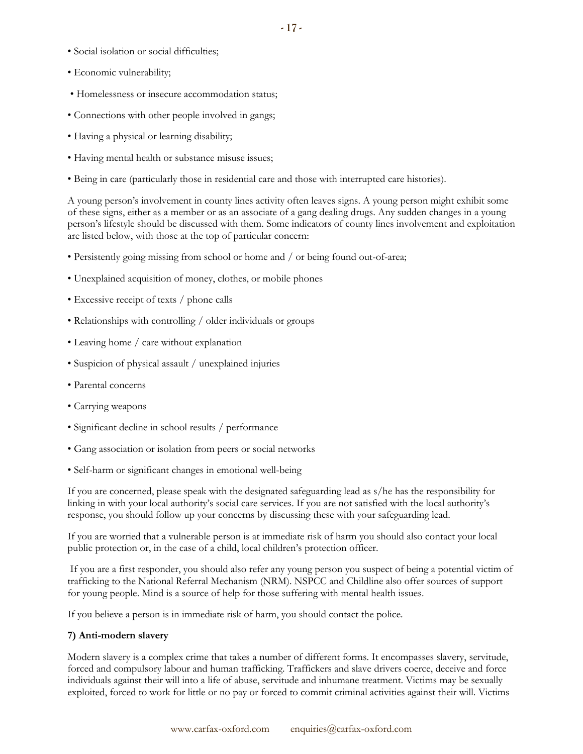- Social isolation or social difficulties;
- Economic vulnerability;
- Homelessness or insecure accommodation status;
- Connections with other people involved in gangs;
- Having a physical or learning disability;
- Having mental health or substance misuse issues;
- Being in care (particularly those in residential care and those with interrupted care histories).

A young person's involvement in county lines activity often leaves signs. A young person might exhibit some of these signs, either as a member or as an associate of a gang dealing drugs. Any sudden changes in a young person's lifestyle should be discussed with them. Some indicators of county lines involvement and exploitation are listed below, with those at the top of particular concern:

- Persistently going missing from school or home and / or being found out-of-area;
- Unexplained acquisition of money, clothes, or mobile phones
- Excessive receipt of texts / phone calls
- Relationships with controlling / older individuals or groups
- Leaving home / care without explanation
- Suspicion of physical assault / unexplained injuries
- Parental concerns
- Carrying weapons
- Significant decline in school results / performance
- Gang association or isolation from peers or social networks
- Self-harm or significant changes in emotional well-being

If you are concerned, please speak with the designated safeguarding lead as s/he has the responsibility for linking in with your local authority's social care services. If you are not satisfied with the local authority's response, you should follow up your concerns by discussing these with your safeguarding lead.

If you are worried that a vulnerable person is at immediate risk of harm you should also contact your local public protection or, in the case of a child, local children's protection officer.

If you are a first responder, you should also refer any young person you suspect of being a potential victim of trafficking to the National Referral Mechanism (NRM). NSPCC and Childline also offer sources of support for young people. Mind is a source of help for those suffering with mental health issues.

If you believe a person is in immediate risk of harm, you should contact the police.

**7) Anti-modern slavery**

Modern slavery is a complex crime that takes a number of different forms. It encompasses slavery, servitude, forced and compulsory labour and human trafficking. Traffickers and slave drivers coerce, deceive and force individuals against their will into a life of abuse, servitude and inhumane treatment. Victims may be sexually exploited, forced to work for little or no pay or forced to commit criminal activities against their will. Victims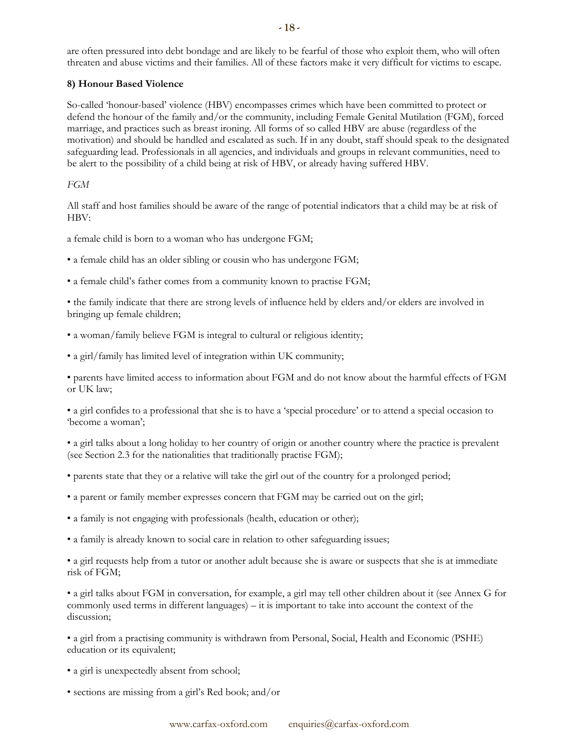are often pressured into debt bondage and are likely to be fearful of those who exploit them, who will often threaten and abuse victims and their families. All of these factors make it very difficult for victims to escape.

**8) Honour Based Violence**

So-called 'honour-based' violence (HBV) encompasses crimes which have been committed to protect or defend the honour of the family and/or the community, including Female Genital Mutilation (FGM), forced marriage, and practices such as breast ironing. All forms of so called HBV are abuse (regardless of the motivation) and should be handled and escalated as such. If in any doubt, staff should speak to the designated safeguarding lead. Professionals in all agencies, and individuals and groups in relevant communities, need to be alert to the possibility of a child being at risk of HBV, or already having suffered HBV.

*FGM*

All staff and host families should be aware of the range of potential indicators that a child may be at risk of HBV:

a female child is born to a woman who has undergone FGM;

- a female child has an older sibling or cousin who has undergone FGM;
- a female child's father comes from a community known to practise FGM;
- the family indicate that there are strong levels of influence held by elders and/or elders are involved in bringing up female children;
- a woman/family believe FGM is integral to cultural or religious identity;
- a girl/family has limited level of integration within UK community;
- parents have limited access to information about FGM and do not know about the harmful effects of FGM or UK law;
- a girl confides to a professional that she is to have a 'special procedure' or to attend a special occasion to 'become a woman';
- a girl talks about a long holiday to her country of origin or another country where the practice is prevalent (see Section 2.3 for the nationalities that traditionally practise FGM);
- parents state that they or a relative will take the girl out of the country for a prolonged period;
- a parent or family member expresses concern that FGM may be carried out on the girl;
- a family is not engaging with professionals (health, education or other);
- a family is already known to social care in relation to other safeguarding issues;
- a girl requests help from a tutor or another adult because she is aware or suspects that she is at immediate risk of FGM;
- a girl talks about FGM in conversation, for example, a girl may tell other children about it (see Annex G for commonly used terms in different languages) – it is important to take into account the context of the discussion;
- a girl from a practising community is withdrawn from Personal, Social, Health and Economic (PSHE) education or its equivalent;
- a girl is unexpectedly absent from school;
- sections are missing from a girl's Red book; and/or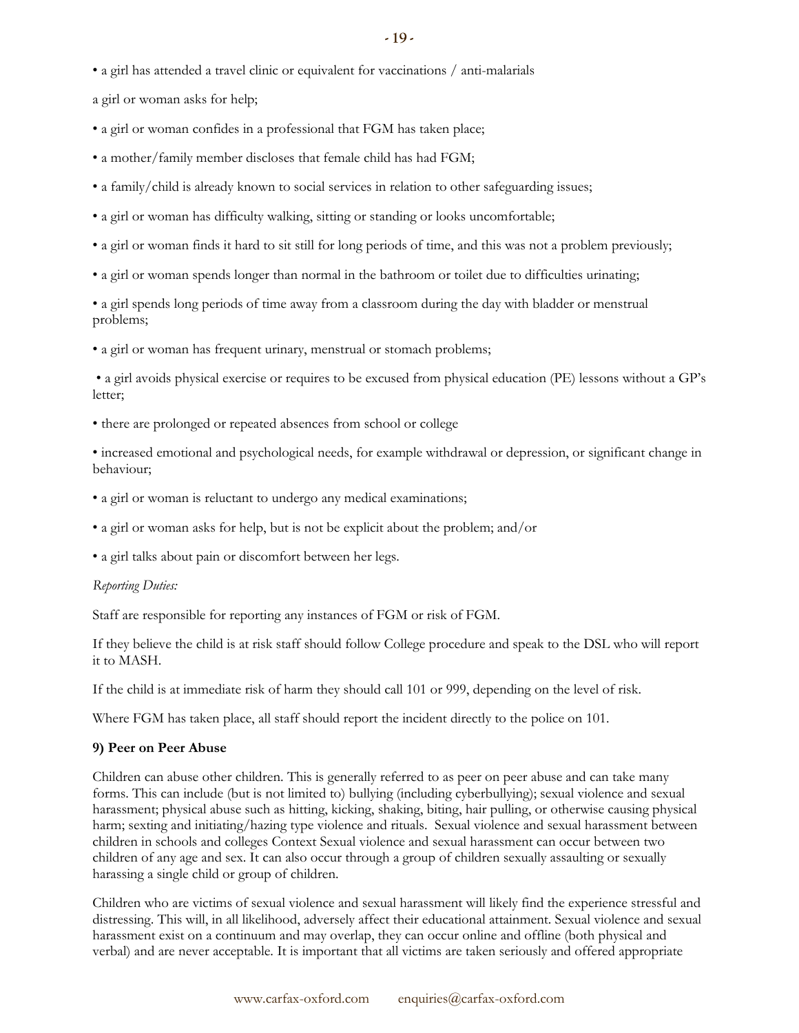• a girl has attended a travel clinic or equivalent for vaccinations / anti-malarials

a girl or woman asks for help;

• a girl or woman confides in a professional that FGM has taken place;

• a mother/family member discloses that female child has had FGM;

• a family/child is already known to social services in relation to other safeguarding issues;

• a girl or woman has difficulty walking, sitting or standing or looks uncomfortable;

• a girl or woman finds it hard to sit still for long periods of time, and this was not a problem previously;

• a girl or woman spends longer than normal in the bathroom or toilet due to difficulties urinating;

• a girl spends long periods of time away from a classroom during the day with bladder or menstrual problems;

• a girl or woman has frequent urinary, menstrual or stomach problems;

• a girl avoids physical exercise or requires to be excused from physical education (PE) lessons without a GP's letter;

• there are prolonged or repeated absences from school or college

• increased emotional and psychological needs, for example withdrawal or depression, or significant change in behaviour;

• a girl or woman is reluctant to undergo any medical examinations;

• a girl or woman asks for help, but is not be explicit about the problem; and/or

• a girl talks about pain or discomfort between her legs.

*Reporting Duties:*

Staff are responsible for reporting any instances of FGM or risk of FGM.

If they believe the child is at risk staff should follow College procedure and speak to the DSL who will report it to MASH.

If the child is at immediate risk of harm they should call 101 or 999, depending on the level of risk.

Where FGM has taken place, all staff should report the incident directly to the police on 101.

**9) Peer on Peer Abuse**

Children can abuse other children. This is generally referred to as peer on peer abuse and can take many forms. This can include (but is not limited to) bullying (including cyberbullying); sexual violence and sexual harassment; physical abuse such as hitting, kicking, shaking, biting, hair pulling, or otherwise causing physical harm; sexting and initiating/hazing type violence and rituals. Sexual violence and sexual harassment between children in schools and colleges Context Sexual violence and sexual harassment can occur between two children of any age and sex. It can also occur through a group of children sexually assaulting or sexually harassing a single child or group of children.

Children who are victims of sexual violence and sexual harassment will likely find the experience stressful and distressing. This will, in all likelihood, adversely affect their educational attainment. Sexual violence and sexual harassment exist on a continuum and may overlap, they can occur online and offline (both physical and verbal) and are never acceptable. It is important that all victims are taken seriously and offered appropriate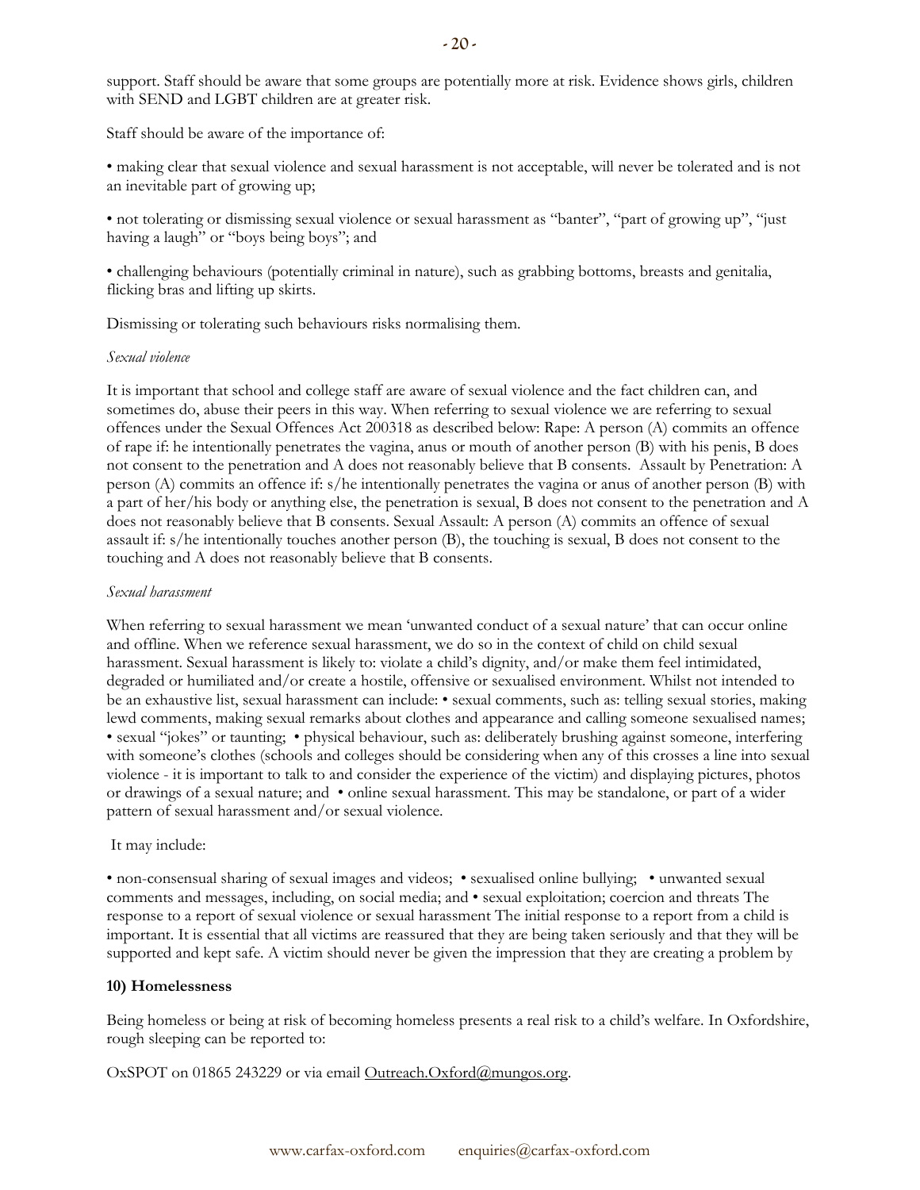support. Staff should be aware that some groups are potentially more at risk. Evidence shows girls, children with SEND and LGBT children are at greater risk.

Staff should be aware of the importance of:

• making clear that sexual violence and sexual harassment is not acceptable, will never be tolerated and is not an inevitable part of growing up;

• not tolerating or dismissing sexual violence or sexual harassment as "banter", "part of growing up", "just having a laugh" or "boys being boys"; and

• challenging behaviours (potentially criminal in nature), such as grabbing bottoms, breasts and genitalia, flicking bras and lifting up skirts.

Dismissing or tolerating such behaviours risks normalising them.

*Sexual violence*

It is important that school and college staff are aware of sexual violence and the fact children can, and sometimes do, abuse their peers in this way. When referring to sexual violence we are referring to sexual offences under the Sexual Offences Act 200318 as described below: Rape: A person (A) commits an offence of rape if: he intentionally penetrates the vagina, anus or mouth of another person (B) with his penis, B does not consent to the penetration and A does not reasonably believe that B consents. Assault by Penetration: A person (A) commits an offence if: s/he intentionally penetrates the vagina or anus of another person (B) with a part of her/his body or anything else, the penetration is sexual, B does not consent to the penetration and A does not reasonably believe that B consents. Sexual Assault: A person (A) commits an offence of sexual assault if: s/he intentionally touches another person (B), the touching is sexual, B does not consent to the touching and A does not reasonably believe that B consents.

*Sexual harassment*

When referring to sexual harassment we mean 'unwanted conduct of a sexual nature' that can occur online and offline. When we reference sexual harassment, we do so in the context of child on child sexual harassment. Sexual harassment is likely to: violate a child's dignity, and/or make them feel intimidated, degraded or humiliated and/or create a hostile, offensive or sexualised environment. Whilst not intended to be an exhaustive list, sexual harassment can include: • sexual comments, such as: telling sexual stories, making lewd comments, making sexual remarks about clothes and appearance and calling someone sexualised names; • sexual "jokes" or taunting; • physical behaviour, such as: deliberately brushing against someone, interfering with someone's clothes (schools and colleges should be considering when any of this crosses a line into sexual violence - it is important to talk to and consider the experience of the victim) and displaying pictures, photos or drawings of a sexual nature; and • online sexual harassment. This may be standalone, or part of a wider pattern of sexual harassment and/or sexual violence.

It may include:

• non-consensual sharing of sexual images and videos; • sexualised online bullying; • unwanted sexual comments and messages, including, on social media; and • sexual exploitation; coercion and threats The response to a report of sexual violence or sexual harassment The initial response to a report from a child is important. It is essential that all victims are reassured that they are being taken seriously and that they will be supported and kept safe. A victim should never be given the impression that they are creating a problem by

**10) Homelessness**

Being homeless or being at risk of becoming homeless presents a real risk to a child's welfare. In Oxfordshire, rough sleeping can be reported to:

OxSPOT on 01865 243229 or via email Outreach.Oxford@mungos.org.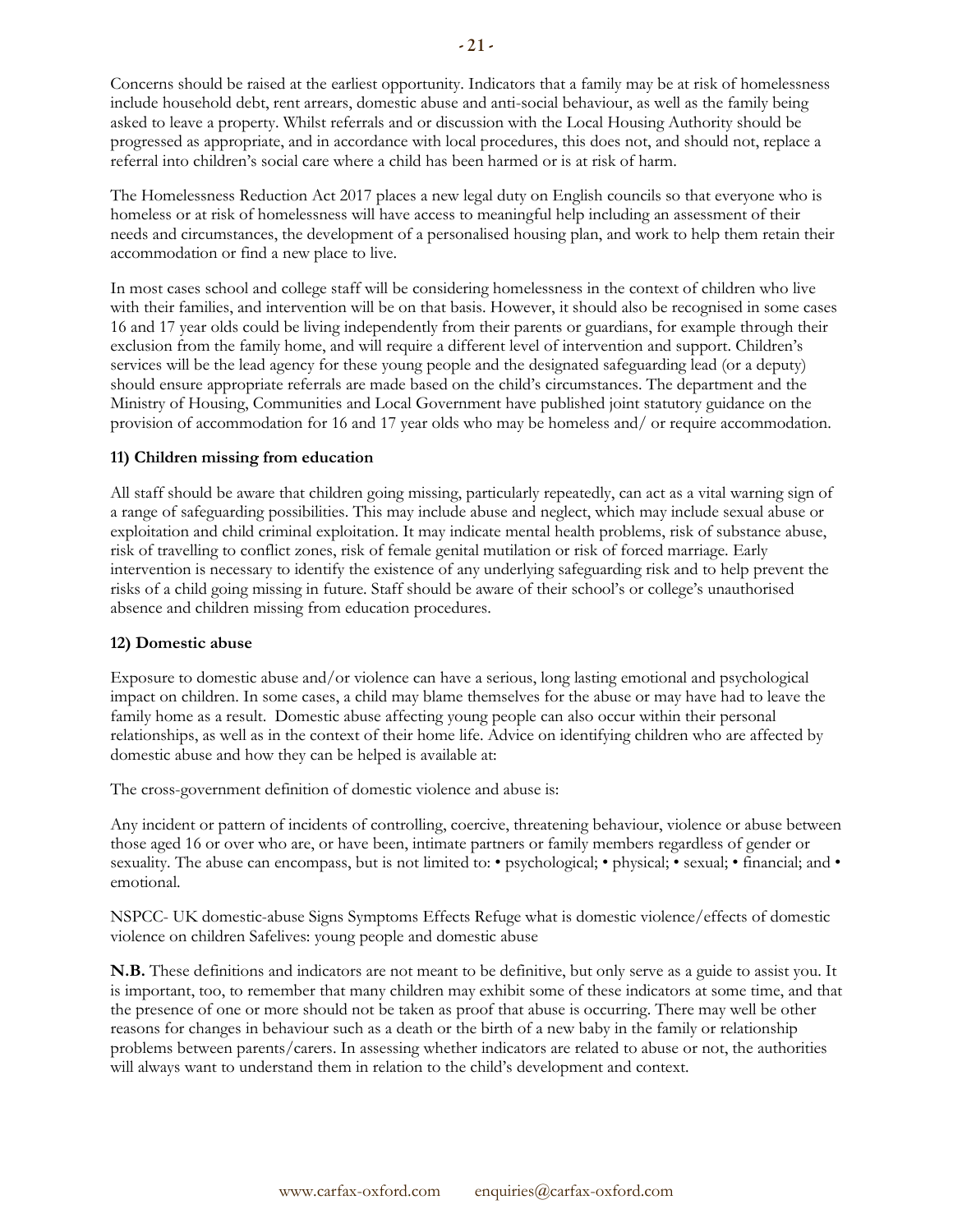Concerns should be raised at the earliest opportunity. Indicators that a family may be at risk of homelessness include household debt, rent arrears, domestic abuse and anti-social behaviour, as well as the family being asked to leave a property. Whilst referrals and or discussion with the Local Housing Authority should be progressed as appropriate, and in accordance with local procedures, this does not, and should not, replace a referral into children's social care where a child has been harmed or is at risk of harm.

The Homelessness Reduction Act 2017 places a new legal duty on English councils so that everyone who is homeless or at risk of homelessness will have access to meaningful help including an assessment of their needs and circumstances, the development of a personalised housing plan, and work to help them retain their accommodation or find a new place to live.

In most cases school and college staff will be considering homelessness in the context of children who live with their families, and intervention will be on that basis. However, it should also be recognised in some cases 16 and 17 year olds could be living independently from their parents or guardians, for example through their exclusion from the family home, and will require a different level of intervention and support. Children's services will be the lead agency for these young people and the designated safeguarding lead (or a deputy) should ensure appropriate referrals are made based on the child's circumstances. The department and the Ministry of Housing, Communities and Local Government have published joint statutory guidance on the provision of accommodation for 16 and 17 year olds who may be homeless and/ or require accommodation.

**11) Children missing from education**

All staff should be aware that children going missing, particularly repeatedly, can act as a vital warning sign of a range of safeguarding possibilities. This may include abuse and neglect, which may include sexual abuse or exploitation and child criminal exploitation. It may indicate mental health problems, risk of substance abuse, risk of travelling to conflict zones, risk of female genital mutilation or risk of forced marriage. Early intervention is necessary to identify the existence of any underlying safeguarding risk and to help prevent the risks of a child going missing in future. Staff should be aware of their school's or college's unauthorised absence and children missing from education procedures.

**12) Domestic abuse**

Exposure to domestic abuse and/or violence can have a serious, long lasting emotional and psychological impact on children. In some cases, a child may blame themselves for the abuse or may have had to leave the family home as a result. Domestic abuse affecting young people can also occur within their personal relationships, as well as in the context of their home life. Advice on identifying children who are affected by domestic abuse and how they can be helped is available at:

The cross-government definition of domestic violence and abuse is:

Any incident or pattern of incidents of controlling, coercive, threatening behaviour, violence or abuse between those aged 16 or over who are, or have been, intimate partners or family members regardless of gender or sexuality. The abuse can encompass, but is not limited to: • psychological; • physical; • sexual; • financial; and • emotional.

NSPCC- UK domestic-abuse Signs Symptoms Effects Refuge what is domestic violence/effects of domestic violence on children Safelives: young people and domestic abuse

**N.B.** These definitions and indicators are not meant to be definitive, but only serve as a guide to assist you. It is important, too, to remember that many children may exhibit some of these indicators at some time, and that the presence of one or more should not be taken as proof that abuse is occurring. There may well be other reasons for changes in behaviour such as a death or the birth of a new baby in the family or relationship problems between parents/carers. In assessing whether indicators are related to abuse or not, the authorities will always want to understand them in relation to the child's development and context.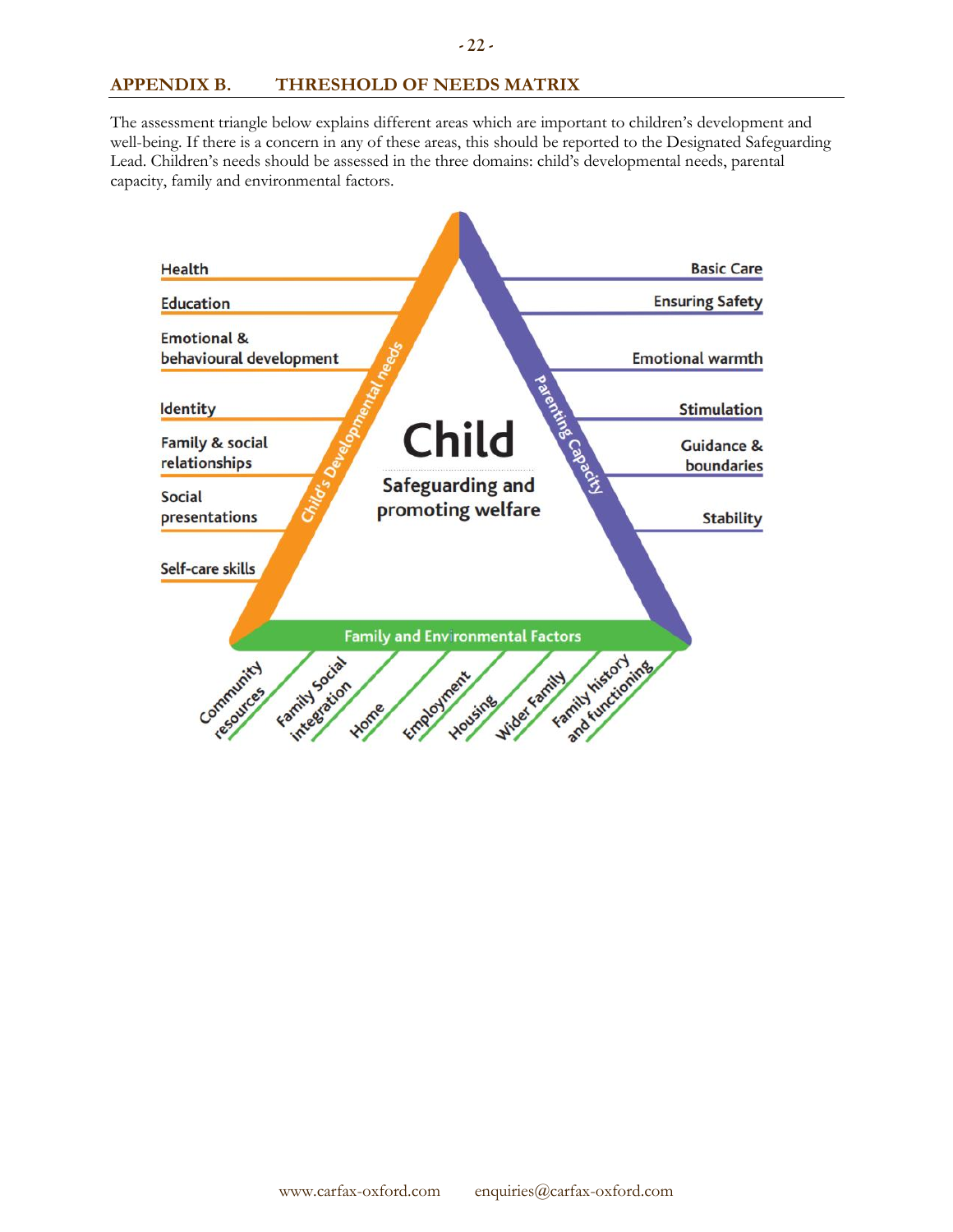## APPENDIX B. THRESHOLD OF NEEDS MATRIX

The assessment triangle below explains different areas which are important to children's development and well-being. If there is a concern in any of these areas, this should be reported to the Designated Safeguarding Lead. Children's needs should be assessed in the three domains: child's developmental needs, parental capacity, family and environmental factors.

**Child**

Safeguarding and promoting welfare

**Child's Developmental needs**

- Health
- Education
- Emotional & behavioural development
- Identity
- Family & social relationships
- Social presentations
- Self-care skills

**Parenting Capacity**

- Basic Care
- Ensuring Safety
- Emotional warmth
- Stimulation
- Guidance & boundaries
- Stability

**Family and Environmental Factors**

- Community resources
- Family Social integration
- Home
- Employment
- Housing
- Wider Family
- Family history and functioning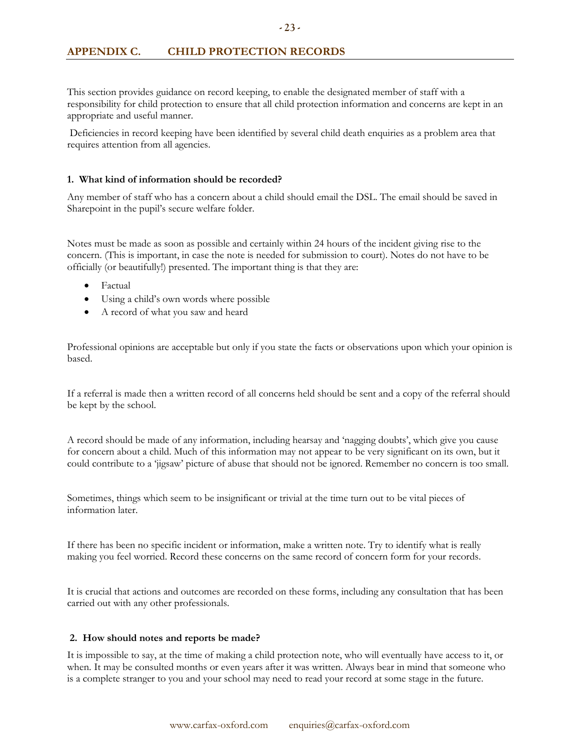## APPENDIX C. CHILD PROTECTION RECORDS

This section provides guidance on record keeping, to enable the designated member of staff with a responsibility for child protection to ensure that all child protection information and concerns are kept in an appropriate and useful manner.

Deficiencies in record keeping have been identified by several child death enquiries as a problem area that requires attention from all agencies.

### 1. What kind of information should be recorded?

Any member of staff who has a concern about a child should email the DSL. The email should be saved in Sharepoint in the pupil's secure welfare folder.

Notes must be made as soon as possible and certainly within 24 hours of the incident giving rise to the concern. (This is important, in case the note is needed for submission to court). Notes do not have to be officially (or beautifully!) presented. The important thing is that they are:

- Factual
- Using a child's own words where possible
- A record of what you saw and heard

Professional opinions are acceptable but only if you state the facts or observations upon which your opinion is based.

If a referral is made then a written record of all concerns held should be sent and a copy of the referral should be kept by the school.

A record should be made of any information, including hearsay and 'nagging doubts', which give you cause for concern about a child. Much of this information may not appear to be very significant on its own, but it could contribute to a 'jigsaw' picture of abuse that should not be ignored. Remember no concern is too small.

Sometimes, things which seem to be insignificant or trivial at the time turn out to be vital pieces of information later.

If there has been no specific incident or information, make a written note. Try to identify what is really making you feel worried. Record these concerns on the same record of concern form for your records.

It is crucial that actions and outcomes are recorded on these forms, including any consultation that has been carried out with any other professionals.

### 2. How should notes and reports be made?

It is impossible to say, at the time of making a child protection note, who will eventually have access to it, or when. It may be consulted months or even years after it was written. Always bear in mind that someone who is a complete stranger to you and your school may need to read your record at some stage in the future.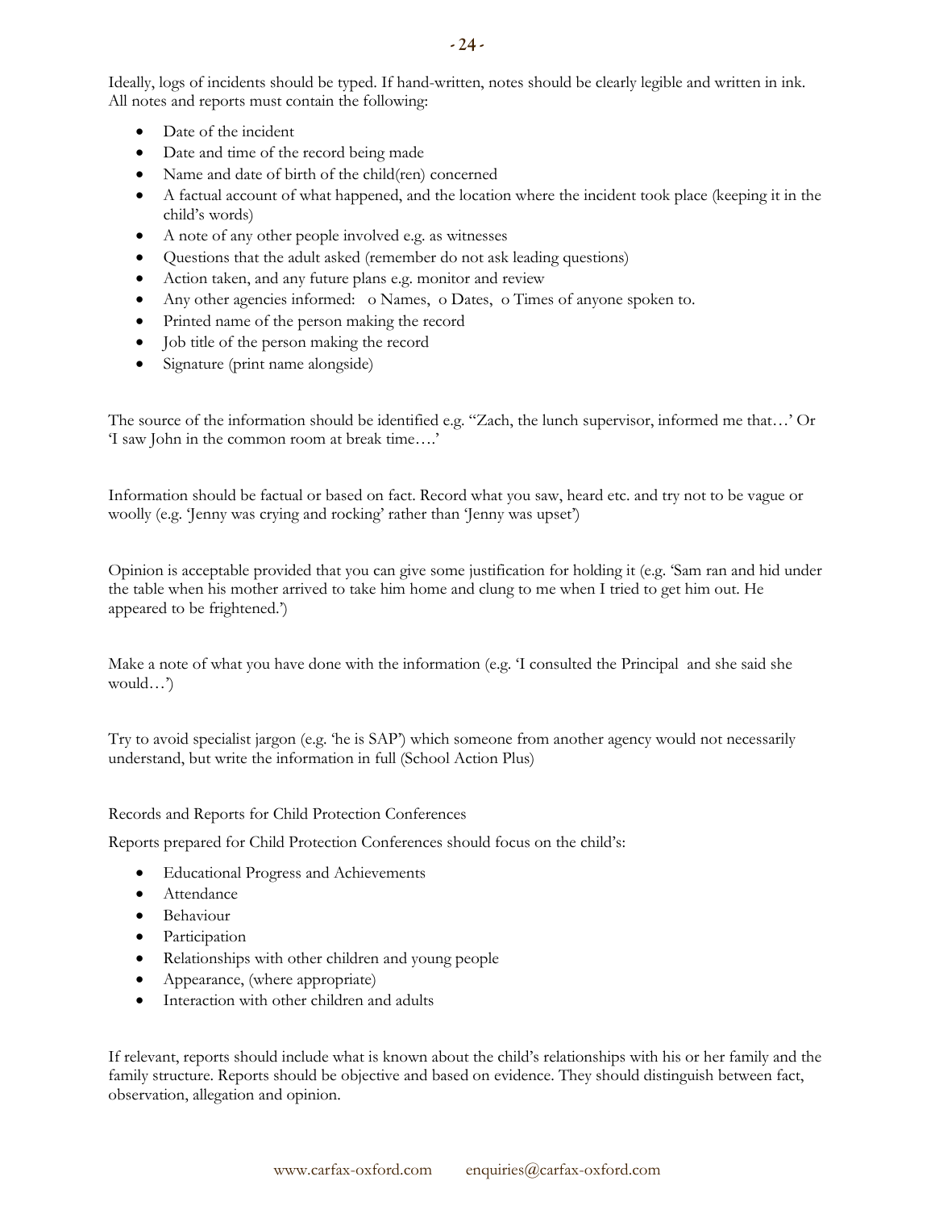Ideally, logs of incidents should be typed. If hand-written, notes should be clearly legible and written in ink. All notes and reports must contain the following:

- Date of the incident
- Date and time of the record being made
- Name and date of birth of the child(ren) concerned
- A factual account of what happened, and the location where the incident took place (keeping it in the child's words)
- A note of any other people involved e.g. as witnesses
- Questions that the adult asked (remember do not ask leading questions)
- Action taken, and any future plans e.g. monitor and review
- Any other agencies informed: o Names, o Dates, o Times of anyone spoken to.
- Printed name of the person making the record
- Job title of the person making the record
- Signature (print name alongside)

The source of the information should be identified e.g. "Zach, the lunch supervisor, informed me that…' Or 'I saw John in the common room at break time….'

Information should be factual or based on fact. Record what you saw, heard etc. and try not to be vague or woolly (e.g. 'Jenny was crying and rocking' rather than 'Jenny was upset')

Opinion is acceptable provided that you can give some justification for holding it (e.g. 'Sam ran and hid under the table when his mother arrived to take him home and clung to me when I tried to get him out. He appeared to be frightened.')

Make a note of what you have done with the information (e.g. 'I consulted the Principal and she said she would…')

Try to avoid specialist jargon (e.g. 'he is SAP') which someone from another agency would not necessarily understand, but write the information in full (School Action Plus)

Records and Reports for Child Protection Conferences

Reports prepared for Child Protection Conferences should focus on the child's:

- Educational Progress and Achievements
- Attendance
- Behaviour
- Participation
- Relationships with other children and young people
- Appearance, (where appropriate)
- Interaction with other children and adults

If relevant, reports should include what is known about the child's relationships with his or her family and the family structure. Reports should be objective and based on evidence. They should distinguish between fact, observation, allegation and opinion.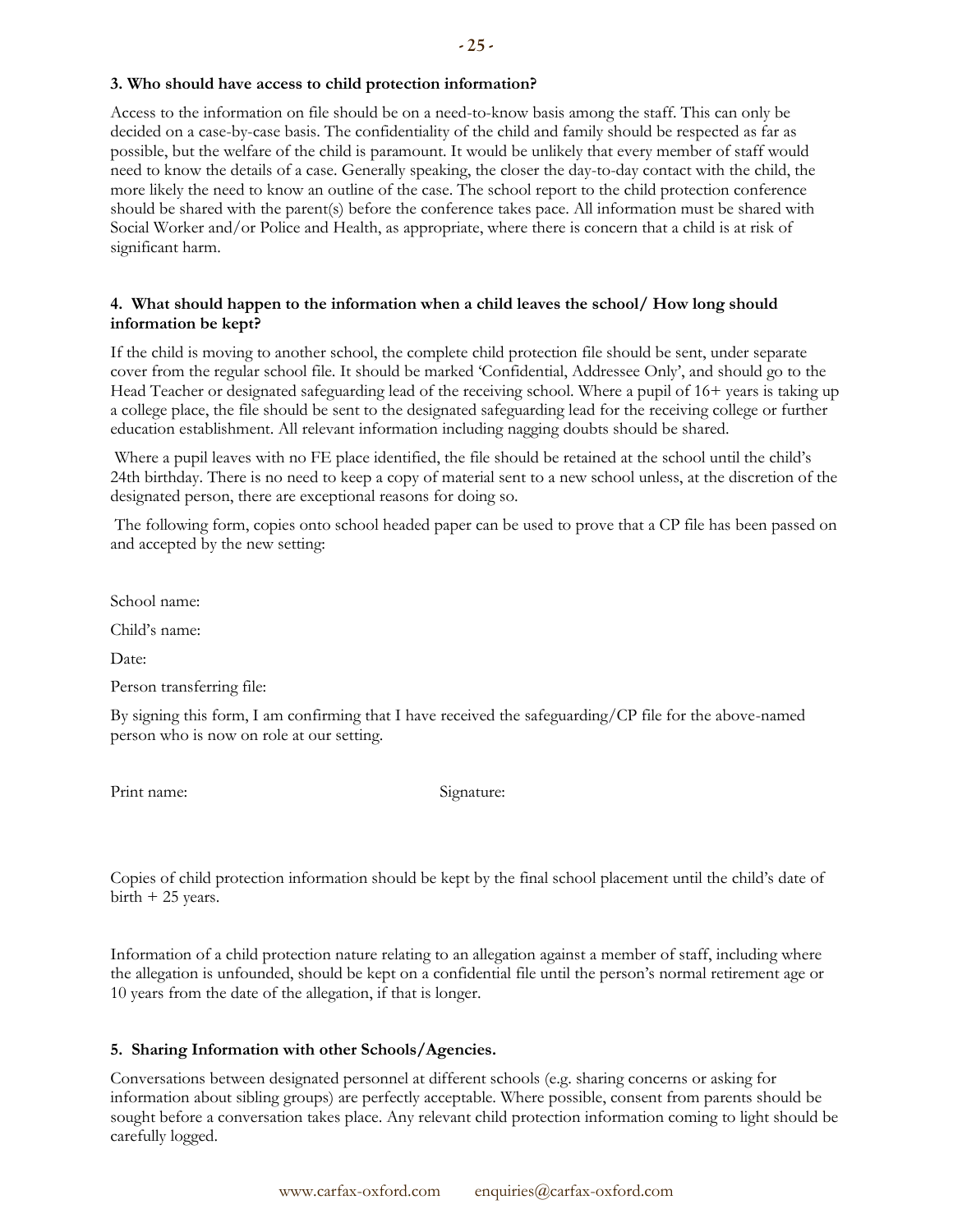### 3. Who should have access to child protection information?

Access to the information on file should be on a need-to-know basis among the staff. This can only be decided on a case-by-case basis. The confidentiality of the child and family should be respected as far as possible, but the welfare of the child is paramount. It would be unlikely that every member of staff would need to know the details of a case. Generally speaking, the closer the day-to-day contact with the child, the more likely the need to know an outline of the case. The school report to the child protection conference should be shared with the parent(s) before the conference takes pace. All information must be shared with Social Worker and/or Police and Health, as appropriate, where there is concern that a child is at risk of significant harm.

### 4. What should happen to the information when a child leaves the school/ How long should information be kept?

If the child is moving to another school, the complete child protection file should be sent, under separate cover from the regular school file. It should be marked 'Confidential, Addressee Only', and should go to the Head Teacher or designated safeguarding lead of the receiving school. Where a pupil of 16+ years is taking up a college place, the file should be sent to the designated safeguarding lead for the receiving college or further education establishment. All relevant information including nagging doubts should be shared.

Where a pupil leaves with no FE place identified, the file should be retained at the school until the child's 24th birthday. There is no need to keep a copy of material sent to a new school unless, at the discretion of the designated person, there are exceptional reasons for doing so.

The following form, copies onto school headed paper can be used to prove that a CP file has been passed on and accepted by the new setting:

School name:

Child's name:

Date:

Person transferring file:

By signing this form, I am confirming that I have received the safeguarding/CP file for the above-named person who is now on role at our setting.

Print name: Signature:

Copies of child protection information should be kept by the final school placement until the child's date of birth + 25 years.

Information of a child protection nature relating to an allegation against a member of staff, including where the allegation is unfounded, should be kept on a confidential file until the person's normal retirement age or 10 years from the date of the allegation, if that is longer.

### 5. Sharing Information with other Schools/Agencies.

Conversations between designated personnel at different schools (e.g. sharing concerns or asking for information about sibling groups) are perfectly acceptable. Where possible, consent from parents should be sought before a conversation takes place. Any relevant child protection information coming to light should be carefully logged.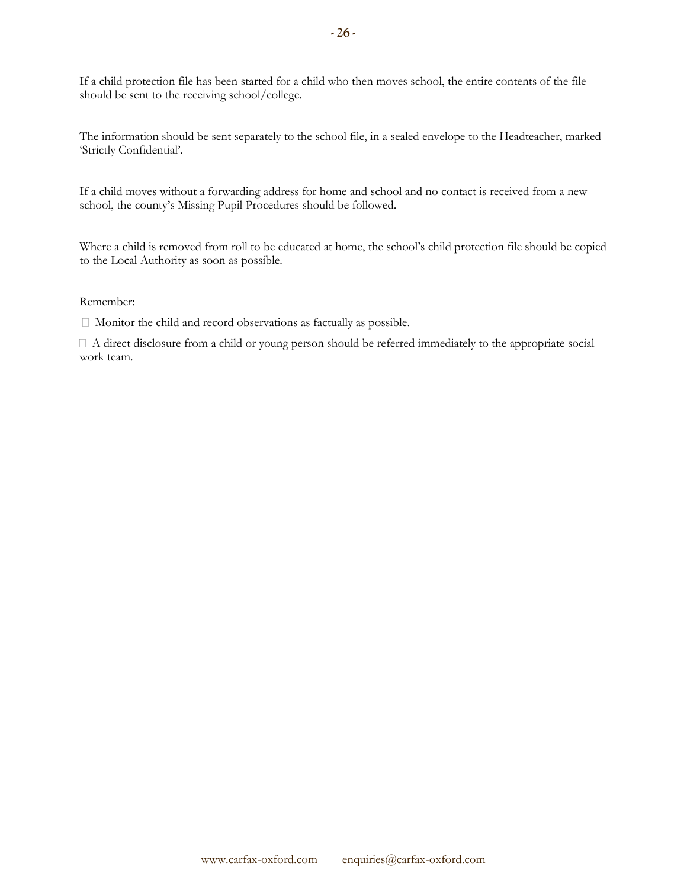If a child protection file has been started for a child who then moves school, the entire contents of the file should be sent to the receiving school/college.

The information should be sent separately to the school file, in a sealed envelope to the Headteacher, marked 'Strictly Confidential'.

If a child moves without a forwarding address for home and school and no contact is received from a new school, the county's Missing Pupil Procedures should be followed.

Where a child is removed from roll to be educated at home, the school's child protection file should be copied to the Local Authority as soon as possible.

Remember:

- Monitor the child and record observations as factually as possible.
- A direct disclosure from a child or young person should be referred immediately to the appropriate social work team.